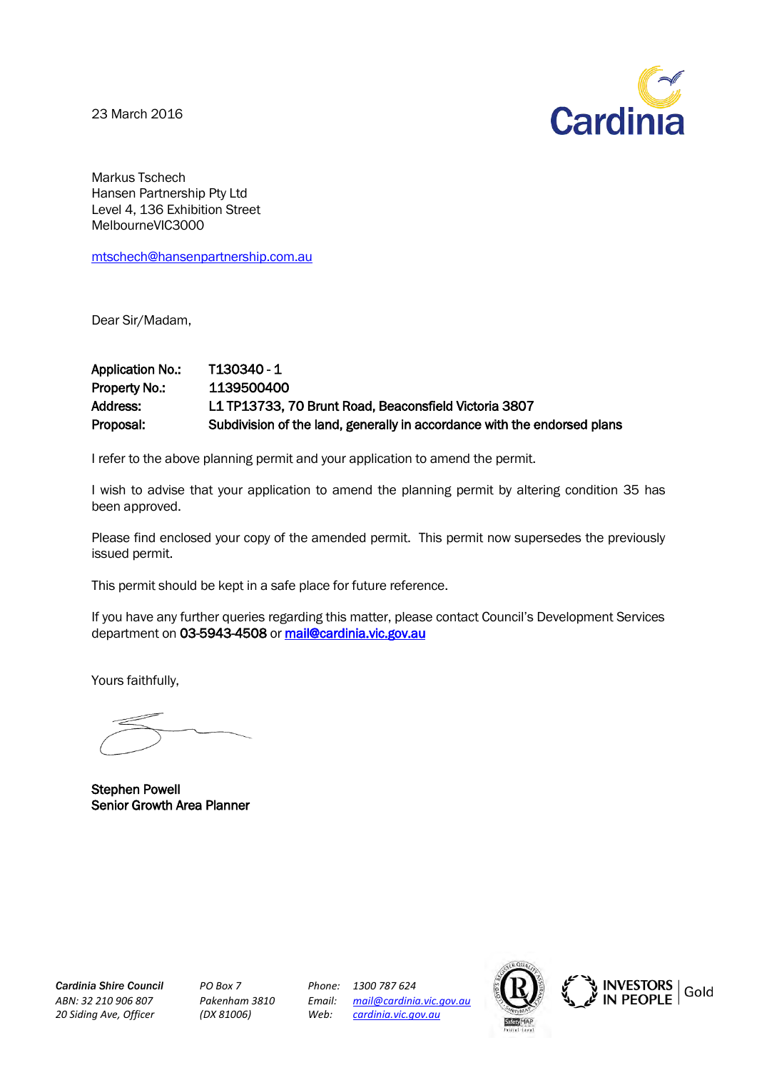23 March 2016

Cardinia

Markus Tschech
Hansen Partnership Pty Ltd
Level 4, 136 Exhibition Street
MelbourneVIC3000

mtschech@hansenpartnership.com.au

Dear Sir/Madam,

| | |
|---|---|
| **Application No.:** | **T130340 - 1** |
| **Property No.:** | **1139500400** |
| **Address:** | **L1 TP13733, 70 Brunt Road, Beaconsfield Victoria 3807** |
| **Proposal:** | **Subdivision of the land, generally in accordance with the endorsed plans** |

I refer to the above planning permit and your application to amend the permit.

I wish to advise that your application to amend the planning permit by altering condition 35 has been approved.

Please find enclosed your copy of the amended permit. This permit now supersedes the previously issued permit.

This permit should be kept in a safe place for future reference.

If you have any further queries regarding this matter, please contact Council's Development Services department on **03-5943-4508** or **mail@cardinia.vic.gov.au**

Yours faithfully,

**Stephen Powell**
**Senior Growth Area Planner**

***Cardinia Shire Council***
*ABN: 32 210 906 807*
*20 Siding Ave, Officer*

*PO Box 7*
*Pakenham 3810*
*(DX 81006)*

*Phone: 1300 787 624*
*Email: mail@cardinia.vic.gov.au*
*Web: cardinia.vic.gov.au*

INVESTORS IN PEOPLE | Gold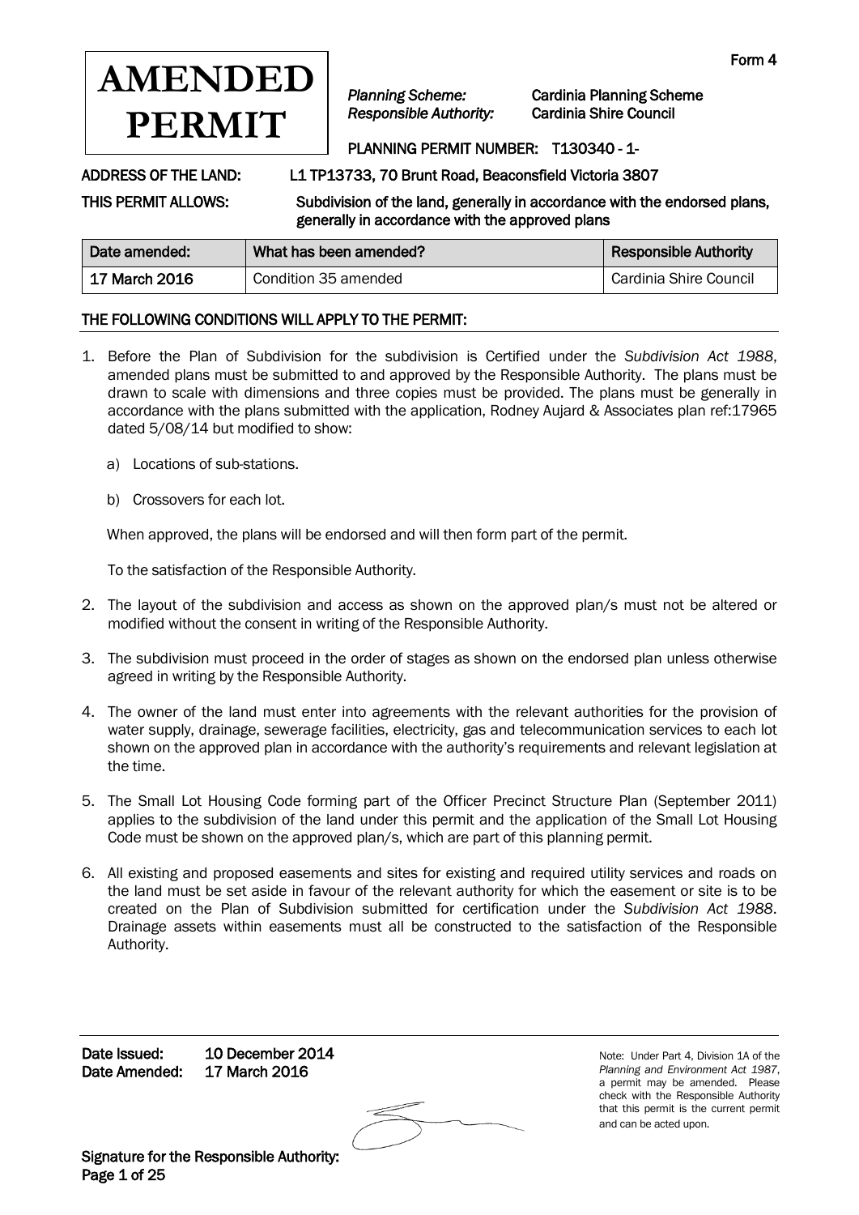Form 4

# AMENDED PERMIT

*Planning Scheme:* Cardinia Planning Scheme
*Responsible Authority:* Cardinia Shire Council

PLANNING PERMIT NUMBER: T130340 - 1-

ADDRESS OF THE LAND: L1 TP13733, 70 Brunt Road, Beaconsfield Victoria 3807

THIS PERMIT ALLOWS: Subdivision of the land, generally in accordance with the endorsed plans, generally in accordance with the approved plans

| Date amended: | What has been amended? | Responsible Authority |
|---|---|---|
| 17 March 2016 | Condition 35 amended | Cardinia Shire Council |

## THE FOLLOWING CONDITIONS WILL APPLY TO THE PERMIT:

1. Before the Plan of Subdivision for the subdivision is Certified under the *Subdivision Act 1988*, amended plans must be submitted to and approved by the Responsible Authority. The plans must be drawn to scale with dimensions and three copies must be provided. The plans must be generally in accordance with the plans submitted with the application, Rodney Aujard & Associates plan ref:17965 dated 5/08/14 but modified to show:

   a) Locations of sub-stations.

   b) Crossovers for each lot.

   When approved, the plans will be endorsed and will then form part of the permit.

   To the satisfaction of the Responsible Authority.

2. The layout of the subdivision and access as shown on the approved plan/s must not be altered or modified without the consent in writing of the Responsible Authority.

3. The subdivision must proceed in the order of stages as shown on the endorsed plan unless otherwise agreed in writing by the Responsible Authority.

4. The owner of the land must enter into agreements with the relevant authorities for the provision of water supply, drainage, sewerage facilities, electricity, gas and telecommunication services to each lot shown on the approved plan in accordance with the authority's requirements and relevant legislation at the time.

5. The Small Lot Housing Code forming part of the Officer Precinct Structure Plan (September 2011) applies to the subdivision of the land under this permit and the application of the Small Lot Housing Code must be shown on the approved plan/s, which are part of this planning permit.

6. All existing and proposed easements and sites for existing and required utility services and roads on the land must be set aside in favour of the relevant authority for which the easement or site is to be created on the Plan of Subdivision submitted for certification under the *Subdivision Act 1988*. Drainage assets within easements must all be constructed to the satisfaction of the Responsible Authority.

Date Issued: 10 December 2014
Date Amended: 17 March 2016

Signature for the Responsible Authority:

Note: Under Part 4, Division 1A of the *Planning and Environment Act 1987*, a permit may be amended. Please check with the Responsible Authority that this permit is the current permit and can be acted upon.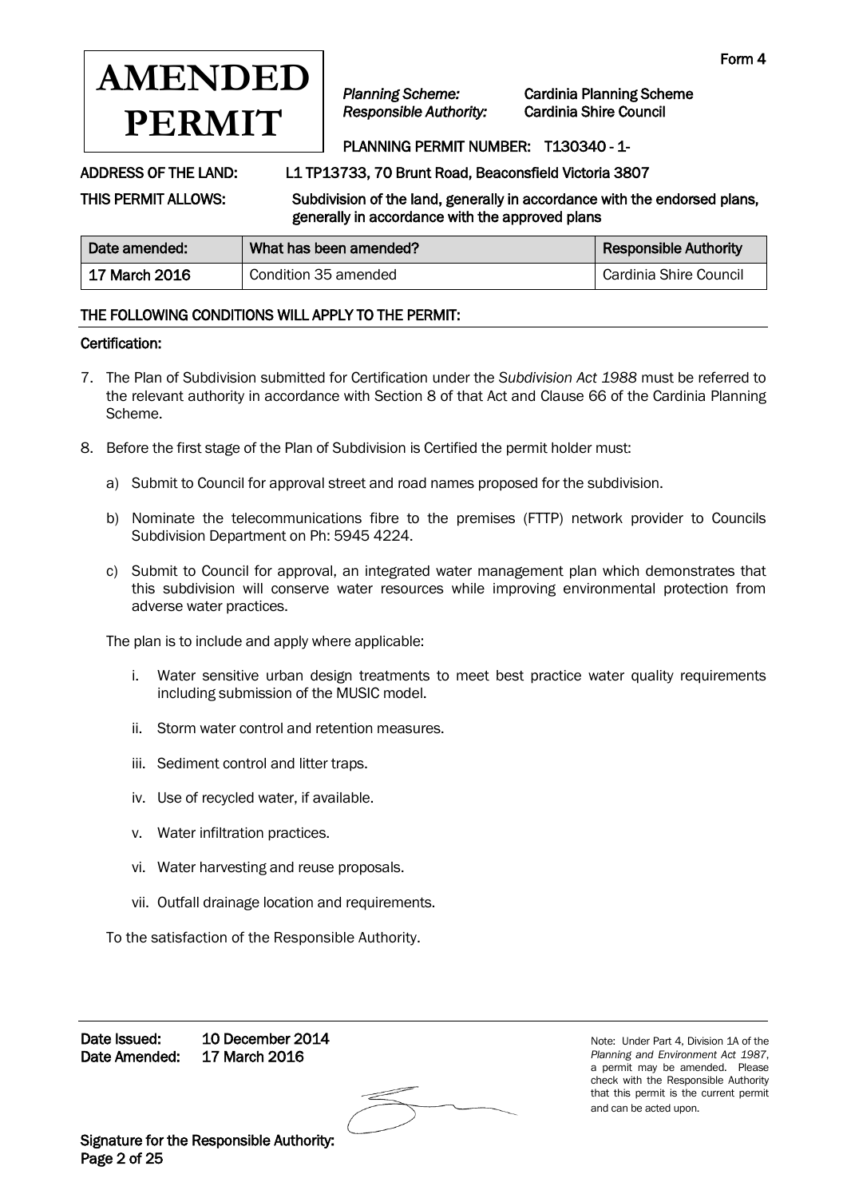# AMENDED PERMIT

Form 4

*Planning Scheme:* Cardinia Planning Scheme
*Responsible Authority:* Cardinia Shire Council

PLANNING PERMIT NUMBER: T130340 - 1-

ADDRESS OF THE LAND: L1 TP13733, 70 Brunt Road, Beaconsfield Victoria 3807

THIS PERMIT ALLOWS: Subdivision of the land, generally in accordance with the endorsed plans, generally in accordance with the approved plans

| Date amended: | What has been amended? | Responsible Authority |
|---|---|---|
| 17 March 2016 | Condition 35 amended | Cardinia Shire Council |

## THE FOLLOWING CONDITIONS WILL APPLY TO THE PERMIT:

### Certification:

7. The Plan of Subdivision submitted for Certification under the *Subdivision Act 1988* must be referred to the relevant authority in accordance with Section 8 of that Act and Clause 66 of the Cardinia Planning Scheme.

8. Before the first stage of the Plan of Subdivision is Certified the permit holder must:

   a) Submit to Council for approval street and road names proposed for the subdivision.

   b) Nominate the telecommunications fibre to the premises (FTTP) network provider to Councils Subdivision Department on Ph: 5945 4224.

   c) Submit to Council for approval, an integrated water management plan which demonstrates that this subdivision will conserve water resources while improving environmental protection from adverse water practices.

   The plan is to include and apply where applicable:

   i. Water sensitive urban design treatments to meet best practice water quality requirements including submission of the MUSIC model.

   ii. Storm water control and retention measures.

   iii. Sediment control and litter traps.

   iv. Use of recycled water, if available.

   v. Water infiltration practices.

   vi. Water harvesting and reuse proposals.

   vii. Outfall drainage location and requirements.

   To the satisfaction of the Responsible Authority.

Date Issued: 10 December 2014
Date Amended: 17 March 2016

Signature for the Responsible Authority:

Note: Under Part 4, Division 1A of the *Planning and Environment Act 1987*, a permit may be amended. Please check with the Responsible Authority that this permit is the current permit and can be acted upon.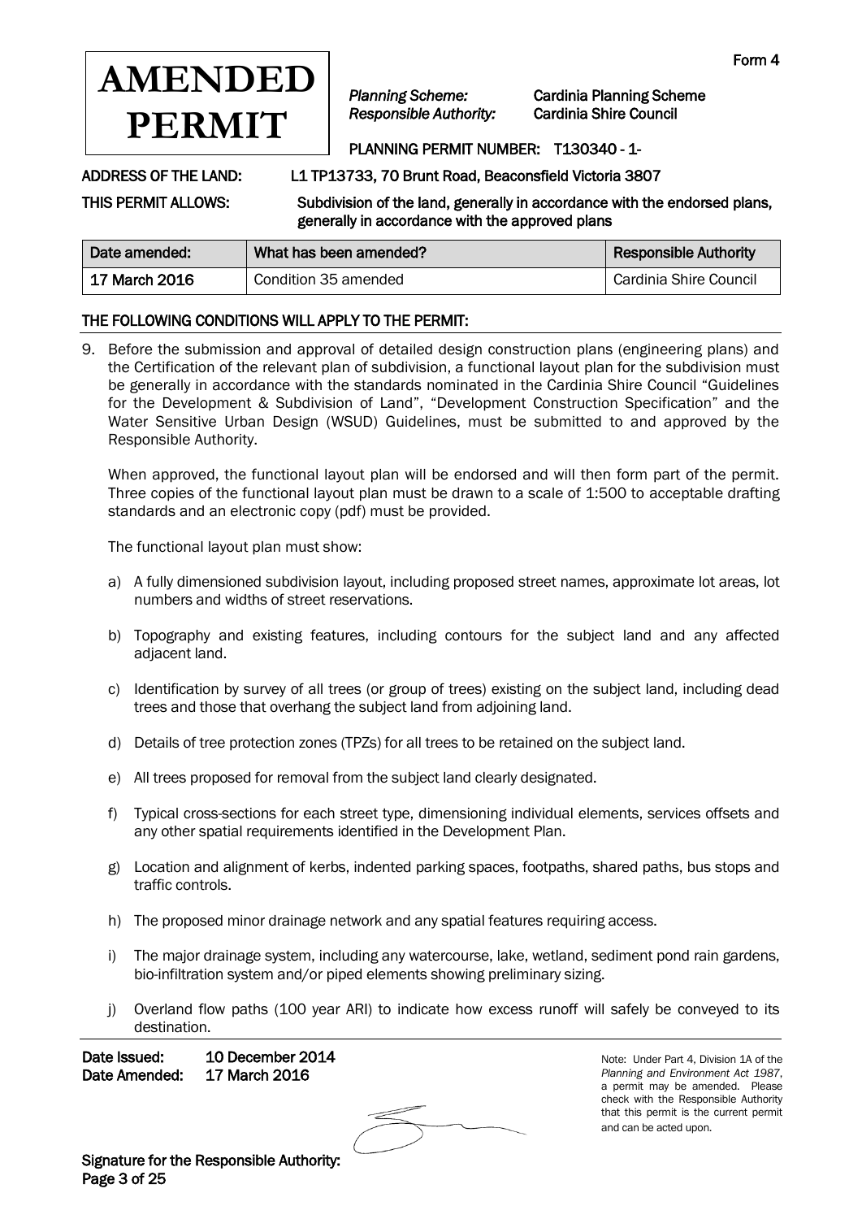Form 4

# AMENDED PERMIT

*Planning Scheme:* Cardinia Planning Scheme
*Responsible Authority:* Cardinia Shire Council

PLANNING PERMIT NUMBER: T130340 - 1-

**ADDRESS OF THE LAND:** L1 TP13733, 70 Brunt Road, Beaconsfield Victoria 3807

**THIS PERMIT ALLOWS:** Subdivision of the land, generally in accordance with the endorsed plans, generally in accordance with the approved plans

| Date amended: | What has been amended? | Responsible Authority |
|---|---|---|
| 17 March 2016 | Condition 35 amended | Cardinia Shire Council |

## THE FOLLOWING CONDITIONS WILL APPLY TO THE PERMIT:

9. Before the submission and approval of detailed design construction plans (engineering plans) and the Certification of the relevant plan of subdivision, a functional layout plan for the subdivision must be generally in accordance with the standards nominated in the Cardinia Shire Council "Guidelines for the Development & Subdivision of Land", "Development Construction Specification" and the Water Sensitive Urban Design (WSUD) Guidelines, must be submitted to and approved by the Responsible Authority.

   When approved, the functional layout plan will be endorsed and will then form part of the permit. Three copies of the functional layout plan must be drawn to a scale of 1:500 to acceptable drafting standards and an electronic copy (pdf) must be provided.

   The functional layout plan must show:

   a) A fully dimensioned subdivision layout, including proposed street names, approximate lot areas, lot numbers and widths of street reservations.

   b) Topography and existing features, including contours for the subject land and any affected adjacent land.

   c) Identification by survey of all trees (or group of trees) existing on the subject land, including dead trees and those that overhang the subject land from adjoining land.

   d) Details of tree protection zones (TPZs) for all trees to be retained on the subject land.

   e) All trees proposed for removal from the subject land clearly designated.

   f) Typical cross-sections for each street type, dimensioning individual elements, services offsets and any other spatial requirements identified in the Development Plan.

   g) Location and alignment of kerbs, indented parking spaces, footpaths, shared paths, bus stops and traffic controls.

   h) The proposed minor drainage network and any spatial features requiring access.

   i) The major drainage system, including any watercourse, lake, wetland, sediment pond rain gardens, bio-infiltration system and/or piped elements showing preliminary sizing.

   j) Overland flow paths (100 year ARI) to indicate how excess runoff will safely be conveyed to its destination.

**Date Issued:** 10 December 2014
**Date Amended:** 17 March 2016

Note: Under Part 4, Division 1A of the *Planning and Environment Act 1987*, a permit may be amended. Please check with the Responsible Authority that this permit is the current permit and can be acted upon.

**Signature for the Responsible Authority:**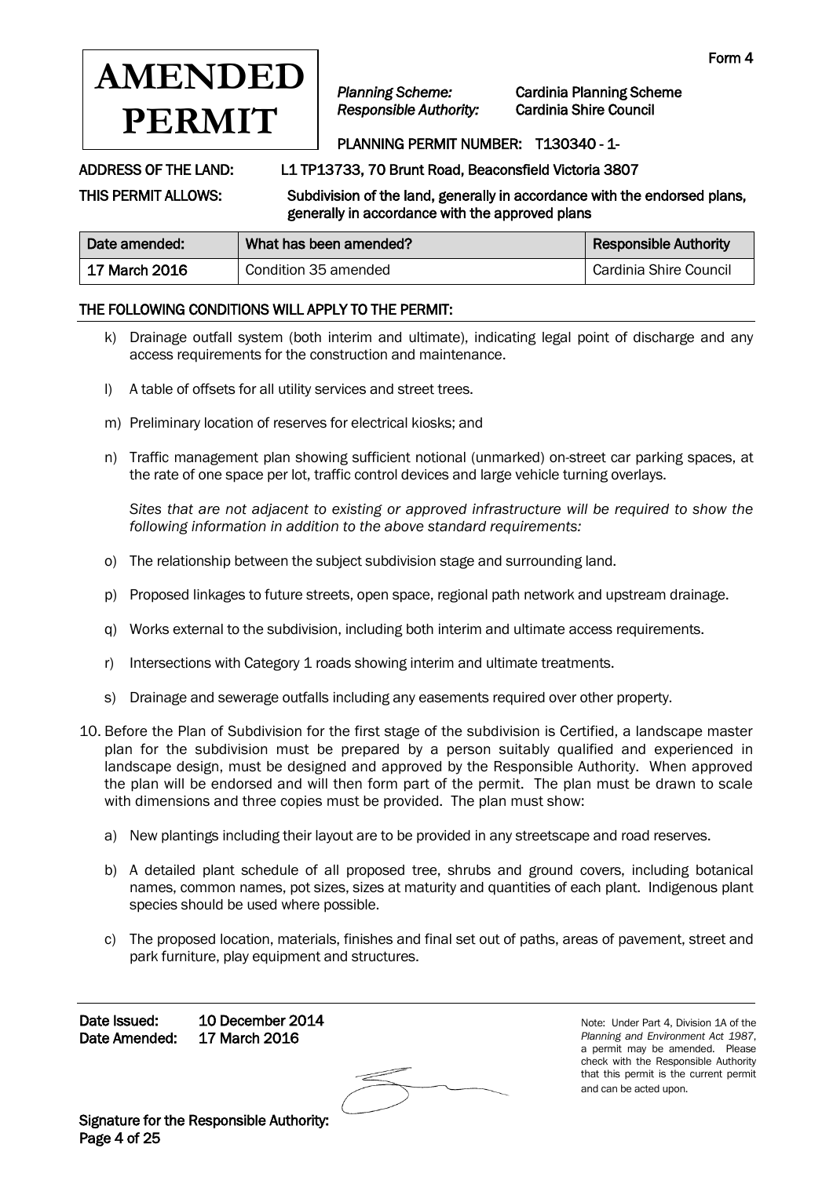Form 4

**AMENDED PERMIT**

*Planning Scheme:* Cardinia Planning Scheme
*Responsible Authority:* Cardinia Shire Council

PLANNING PERMIT NUMBER: T130340 - 1-

**ADDRESS OF THE LAND:** L1 TP13733, 70 Brunt Road, Beaconsfield Victoria 3807

**THIS PERMIT ALLOWS:** Subdivision of the land, generally in accordance with the endorsed plans, generally in accordance with the approved plans

| Date amended: | What has been amended? | Responsible Authority |
|---|---|---|
| 17 March 2016 | Condition 35 amended | Cardinia Shire Council |

**THE FOLLOWING CONDITIONS WILL APPLY TO THE PERMIT:**

k) Drainage outfall system (both interim and ultimate), indicating legal point of discharge and any access requirements for the construction and maintenance.

l) A table of offsets for all utility services and street trees.

m) Preliminary location of reserves for electrical kiosks; and

n) Traffic management plan showing sufficient notional (unmarked) on-street car parking spaces, at the rate of one space per lot, traffic control devices and large vehicle turning overlays.

*Sites that are not adjacent to existing or approved infrastructure will be required to show the following information in addition to the above standard requirements:*

o) The relationship between the subject subdivision stage and surrounding land.

p) Proposed linkages to future streets, open space, regional path network and upstream drainage.

q) Works external to the subdivision, including both interim and ultimate access requirements.

r) Intersections with Category 1 roads showing interim and ultimate treatments.

s) Drainage and sewerage outfalls including any easements required over other property.

10. Before the Plan of Subdivision for the first stage of the subdivision is Certified, a landscape master plan for the subdivision must be prepared by a person suitably qualified and experienced in landscape design, must be designed and approved by the Responsible Authority. When approved the plan will be endorsed and will then form part of the permit. The plan must be drawn to scale with dimensions and three copies must be provided. The plan must show:

    a) New plantings including their layout are to be provided in any streetscape and road reserves.

    b) A detailed plant schedule of all proposed tree, shrubs and ground covers, including botanical names, common names, pot sizes, sizes at maturity and quantities of each plant. Indigenous plant species should be used where possible.

    c) The proposed location, materials, finishes and final set out of paths, areas of pavement, street and park furniture, play equipment and structures.

**Date Issued:** 10 December 2014
**Date Amended:** 17 March 2016

**Signature for the Responsible Authority:**

Note: Under Part 4, Division 1A of the *Planning and Environment Act 1987*, a permit may be amended. Please check with the Responsible Authority that this permit is the current permit and can be acted upon.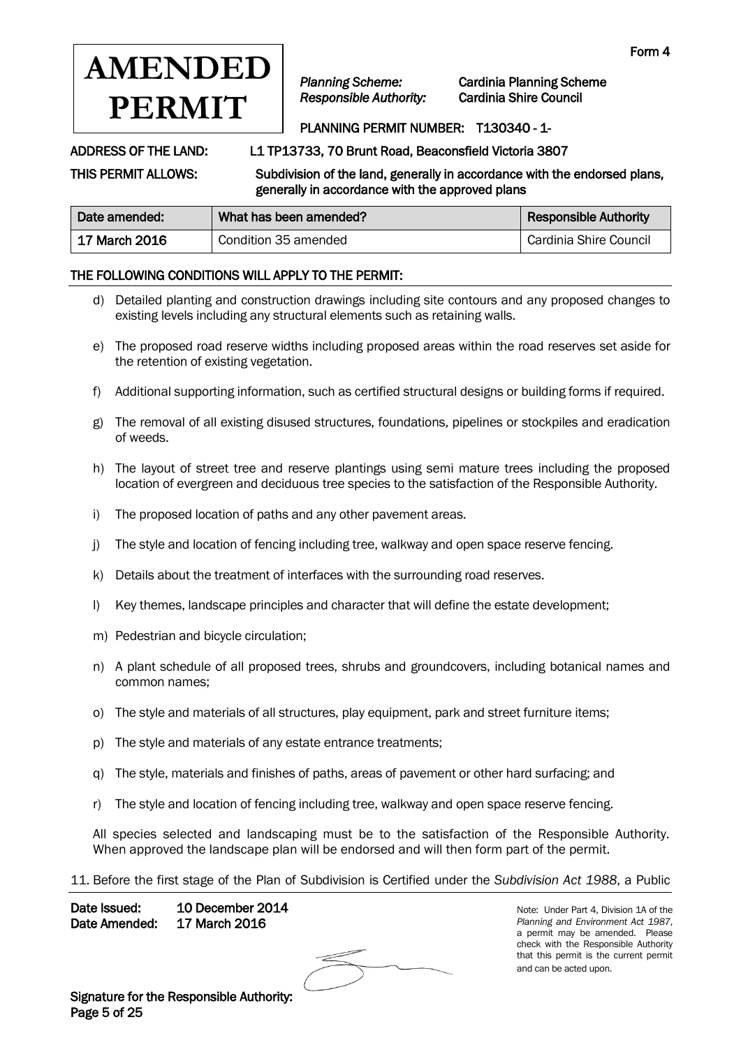# AMENDED PERMIT

Form 4

*Planning Scheme:* Cardinia Planning Scheme
*Responsible Authority:* Cardinia Shire Council

PLANNING PERMIT NUMBER: T130340 - 1-

ADDRESS OF THE LAND: L1 TP13733, 70 Brunt Road, Beaconsfield Victoria 3807

THIS PERMIT ALLOWS: Subdivision of the land, generally in accordance with the endorsed plans, generally in accordance with the approved plans

| Date amended: | What has been amended? | Responsible Authority |
|---|---|---|
| 17 March 2016 | Condition 35 amended | Cardinia Shire Council |

## THE FOLLOWING CONDITIONS WILL APPLY TO THE PERMIT:

d) Detailed planting and construction drawings including site contours and any proposed changes to existing levels including any structural elements such as retaining walls.

e) The proposed road reserve widths including proposed areas within the road reserves set aside for the retention of existing vegetation.

f) Additional supporting information, such as certified structural designs or building forms if required.

g) The removal of all existing disused structures, foundations, pipelines or stockpiles and eradication of weeds.

h) The layout of street tree and reserve plantings using semi mature trees including the proposed location of evergreen and deciduous tree species to the satisfaction of the Responsible Authority.

i) The proposed location of paths and any other pavement areas.

j) The style and location of fencing including tree, walkway and open space reserve fencing.

k) Details about the treatment of interfaces with the surrounding road reserves.

l) Key themes, landscape principles and character that will define the estate development;

m) Pedestrian and bicycle circulation;

n) A plant schedule of all proposed trees, shrubs and groundcovers, including botanical names and common names;

o) The style and materials of all structures, play equipment, park and street furniture items;

p) The style and materials of any estate entrance treatments;

q) The style, materials and finishes of paths, areas of pavement or other hard surfacing; and

r) The style and location of fencing including tree, walkway and open space reserve fencing.

All species selected and landscaping must be to the satisfaction of the Responsible Authority. When approved the landscape plan will be endorsed and will then form part of the permit.

11. Before the first stage of the Plan of Subdivision is Certified under the *Subdivision Act 1988*, a Public

Date Issued: 10 December 2014
Date Amended: 17 March 2016

Note: Under Part 4, Division 1A of the *Planning and Environment Act 1987*, a permit may be amended. Please check with the Responsible Authority that this permit is the current permit and can be acted upon.

Signature for the Responsible Authority: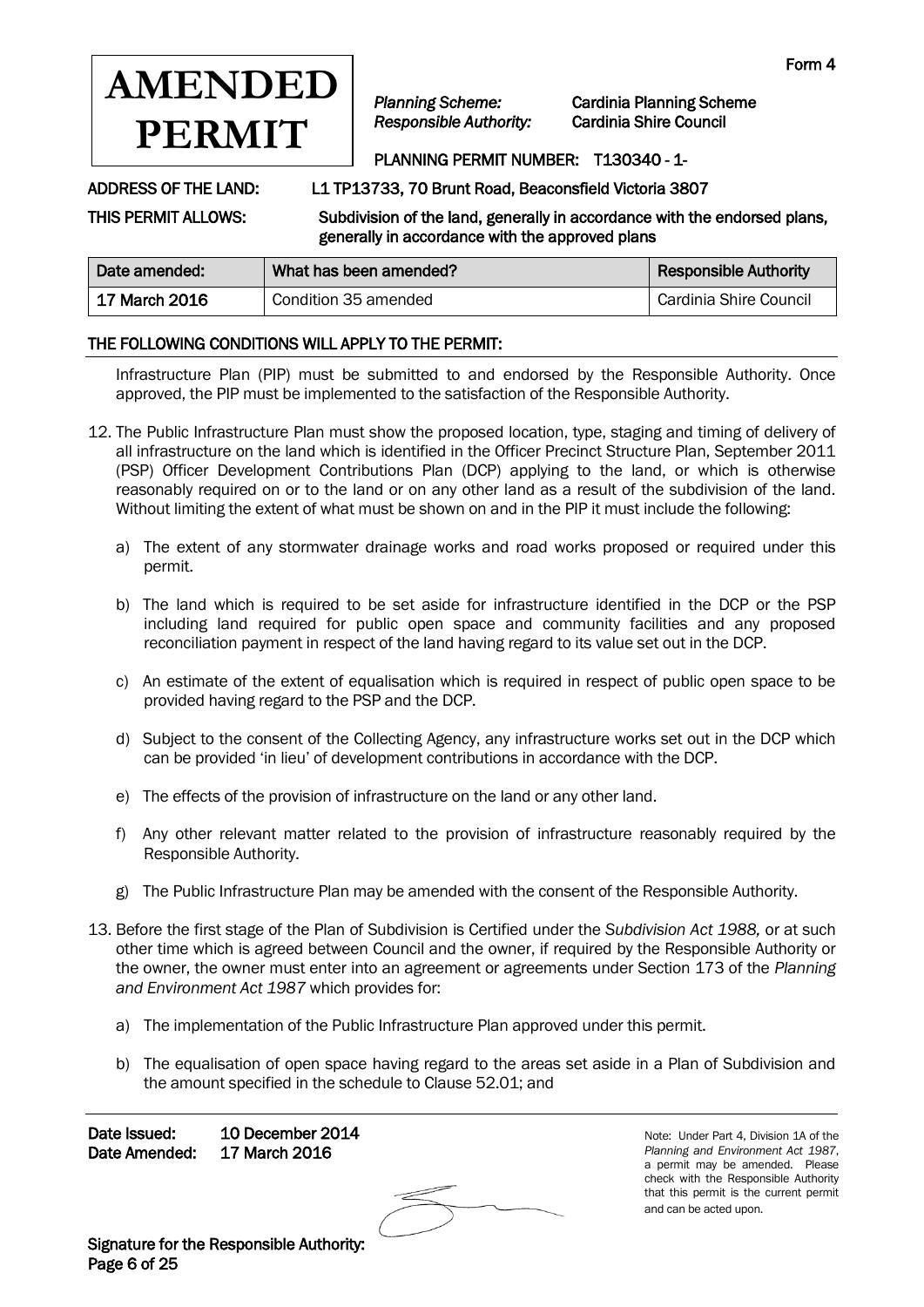# AMENDED PERMIT

Form 4

*Planning Scheme:* Cardinia Planning Scheme
*Responsible Authority:* Cardinia Shire Council

PLANNING PERMIT NUMBER: T130340 - 1-

ADDRESS OF THE LAND: L1 TP13733, 70 Brunt Road, Beaconsfield Victoria 3807

THIS PERMIT ALLOWS: Subdivision of the land, generally in accordance with the endorsed plans, generally in accordance with the approved plans

| Date amended: | What has been amended? | Responsible Authority |
|---|---|---|
| 17 March 2016 | Condition 35 amended | Cardinia Shire Council |

## THE FOLLOWING CONDITIONS WILL APPLY TO THE PERMIT:

Infrastructure Plan (PIP) must be submitted to and endorsed by the Responsible Authority. Once approved, the PIP must be implemented to the satisfaction of the Responsible Authority.

12. The Public Infrastructure Plan must show the proposed location, type, staging and timing of delivery of all infrastructure on the land which is identified in the Officer Precinct Structure Plan, September 2011 (PSP) Officer Development Contributions Plan (DCP) applying to the land, or which is otherwise reasonably required on or to the land or on any other land as a result of the subdivision of the land. Without limiting the extent of what must be shown on and in the PIP it must include the following:

    a) The extent of any stormwater drainage works and road works proposed or required under this permit.

    b) The land which is required to be set aside for infrastructure identified in the DCP or the PSP including land required for public open space and community facilities and any proposed reconciliation payment in respect of the land having regard to its value set out in the DCP.

    c) An estimate of the extent of equalisation which is required in respect of public open space to be provided having regard to the PSP and the DCP.

    d) Subject to the consent of the Collecting Agency, any infrastructure works set out in the DCP which can be provided 'in lieu' of development contributions in accordance with the DCP.

    e) The effects of the provision of infrastructure on the land or any other land.

    f) Any other relevant matter related to the provision of infrastructure reasonably required by the Responsible Authority.

    g) The Public Infrastructure Plan may be amended with the consent of the Responsible Authority.

13. Before the first stage of the Plan of Subdivision is Certified under the *Subdivision Act 1988,* or at such other time which is agreed between Council and the owner, if required by the Responsible Authority or the owner, the owner must enter into an agreement or agreements under Section 173 of the *Planning and Environment Act 1987* which provides for:

    a) The implementation of the Public Infrastructure Plan approved under this permit.

    b) The equalisation of open space having regard to the areas set aside in a Plan of Subdivision and the amount specified in the schedule to Clause 52.01; and

Date Issued: 10 December 2014
Date Amended: 17 March 2016

Signature for the Responsible Authority:

Note: Under Part 4, Division 1A of the *Planning and Environment Act 1987*, a permit may be amended. Please check with the Responsible Authority that this permit is the current permit and can be acted upon.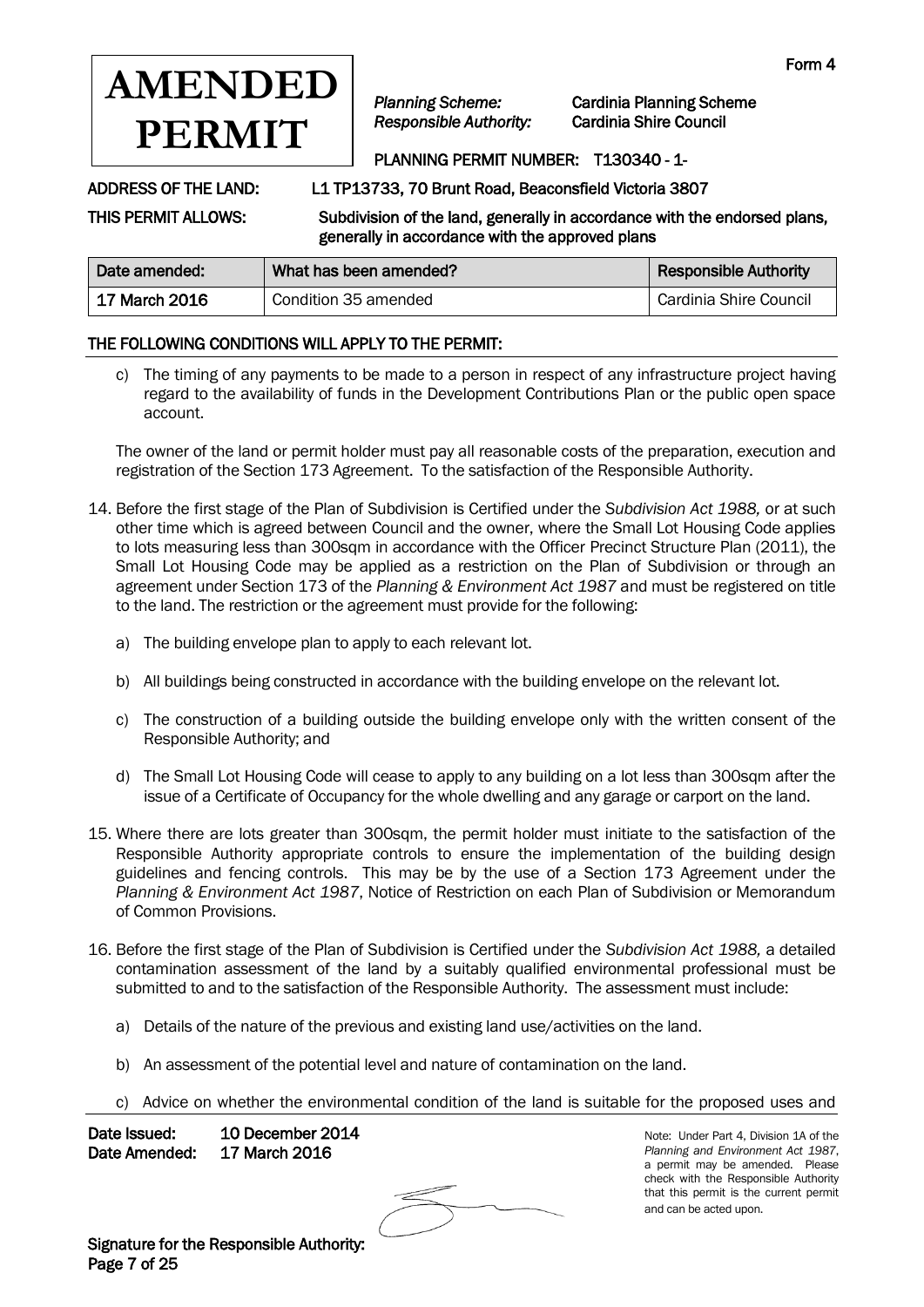# AMENDED PERMIT

Form 4

*Planning Scheme:* Cardinia Planning Scheme
*Responsible Authority:* Cardinia Shire Council

PLANNING PERMIT NUMBER: T130340 - 1-

ADDRESS OF THE LAND: L1 TP13733, 70 Brunt Road, Beaconsfield Victoria 3807

THIS PERMIT ALLOWS: Subdivision of the land, generally in accordance with the endorsed plans, generally in accordance with the approved plans

| Date amended: | What has been amended? | Responsible Authority |
|---|---|---|
| 17 March 2016 | Condition 35 amended | Cardinia Shire Council |

## THE FOLLOWING CONDITIONS WILL APPLY TO THE PERMIT:

c) The timing of any payments to be made to a person in respect of any infrastructure project having regard to the availability of funds in the Development Contributions Plan or the public open space account.

The owner of the land or permit holder must pay all reasonable costs of the preparation, execution and registration of the Section 173 Agreement. To the satisfaction of the Responsible Authority.

14. Before the first stage of the Plan of Subdivision is Certified under the *Subdivision Act 1988,* or at such other time which is agreed between Council and the owner, where the Small Lot Housing Code applies to lots measuring less than 300sqm in accordance with the Officer Precinct Structure Plan (2011), the Small Lot Housing Code may be applied as a restriction on the Plan of Subdivision or through an agreement under Section 173 of the *Planning & Environment Act 1987* and must be registered on title to the land. The restriction or the agreement must provide for the following:

    a) The building envelope plan to apply to each relevant lot.

    b) All buildings being constructed in accordance with the building envelope on the relevant lot.

    c) The construction of a building outside the building envelope only with the written consent of the Responsible Authority; and

    d) The Small Lot Housing Code will cease to apply to any building on a lot less than 300sqm after the issue of a Certificate of Occupancy for the whole dwelling and any garage or carport on the land.

15. Where there are lots greater than 300sqm, the permit holder must initiate to the satisfaction of the Responsible Authority appropriate controls to ensure the implementation of the building design guidelines and fencing controls. This may be by the use of a Section 173 Agreement under the *Planning & Environment Act 1987*, Notice of Restriction on each Plan of Subdivision or Memorandum of Common Provisions.

16. Before the first stage of the Plan of Subdivision is Certified under the *Subdivision Act 1988,* a detailed contamination assessment of the land by a suitably qualified environmental professional must be submitted to and to the satisfaction of the Responsible Authority. The assessment must include:

    a) Details of the nature of the previous and existing land use/activities on the land.

    b) An assessment of the potential level and nature of contamination on the land.

    c) Advice on whether the environmental condition of the land is suitable for the proposed uses and

Date Issued: 10 December 2014
Date Amended: 17 March 2016

Signature for the Responsible Authority:

Note: Under Part 4, Division 1A of the *Planning and Environment Act 1987*, a permit may be amended. Please check with the Responsible Authority that this permit is the current permit and can be acted upon.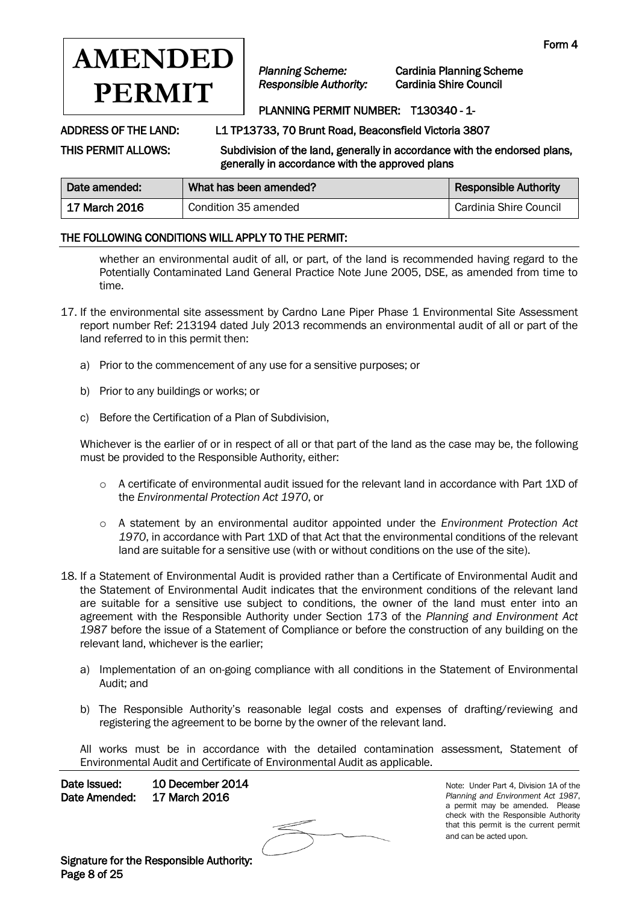Form 4

# AMENDED PERMIT

*Planning Scheme:* Cardinia Planning Scheme
*Responsible Authority:* Cardinia Shire Council

PLANNING PERMIT NUMBER: T130340 - 1-

ADDRESS OF THE LAND: L1 TP13733, 70 Brunt Road, Beaconsfield Victoria 3807

THIS PERMIT ALLOWS: Subdivision of the land, generally in accordance with the endorsed plans, generally in accordance with the approved plans

| Date amended: | What has been amended? | Responsible Authority |
|---|---|---|
| 17 March 2016 | Condition 35 amended | Cardinia Shire Council |

## THE FOLLOWING CONDITIONS WILL APPLY TO THE PERMIT:

whether an environmental audit of all, or part, of the land is recommended having regard to the Potentially Contaminated Land General Practice Note June 2005, DSE, as amended from time to time.

17. If the environmental site assessment by Cardno Lane Piper Phase 1 Environmental Site Assessment report number Ref: 213194 dated July 2013 recommends an environmental audit of all or part of the land referred to in this permit then:

    a) Prior to the commencement of any use for a sensitive purposes; or

    b) Prior to any buildings or works; or

    c) Before the Certification of a Plan of Subdivision,

    Whichever is the earlier of or in respect of all or that part of the land as the case may be, the following must be provided to the Responsible Authority, either:

    - A certificate of environmental audit issued for the relevant land in accordance with Part 1XD of the *Environmental Protection Act 1970*, or
    - A statement by an environmental auditor appointed under the *Environment Protection Act 1970*, in accordance with Part 1XD of that Act that the environmental conditions of the relevant land are suitable for a sensitive use (with or without conditions on the use of the site).

18. If a Statement of Environmental Audit is provided rather than a Certificate of Environmental Audit and the Statement of Environmental Audit indicates that the environment conditions of the relevant land are suitable for a sensitive use subject to conditions, the owner of the land must enter into an agreement with the Responsible Authority under Section 173 of the *Planning and Environment Act 1987* before the issue of a Statement of Compliance or before the construction of any building on the relevant land, whichever is the earlier;

    a) Implementation of an on-going compliance with all conditions in the Statement of Environmental Audit; and

    b) The Responsible Authority's reasonable legal costs and expenses of drafting/reviewing and registering the agreement to be borne by the owner of the relevant land.

    All works must be in accordance with the detailed contamination assessment, Statement of Environmental Audit and Certificate of Environmental Audit as applicable.

Date Issued: 10 December 2014
Date Amended: 17 March 2016

Signature for the Responsible Authority:

Note: Under Part 4, Division 1A of the *Planning and Environment Act 1987*, a permit may be amended. Please check with the Responsible Authority that this permit is the current permit and can be acted upon.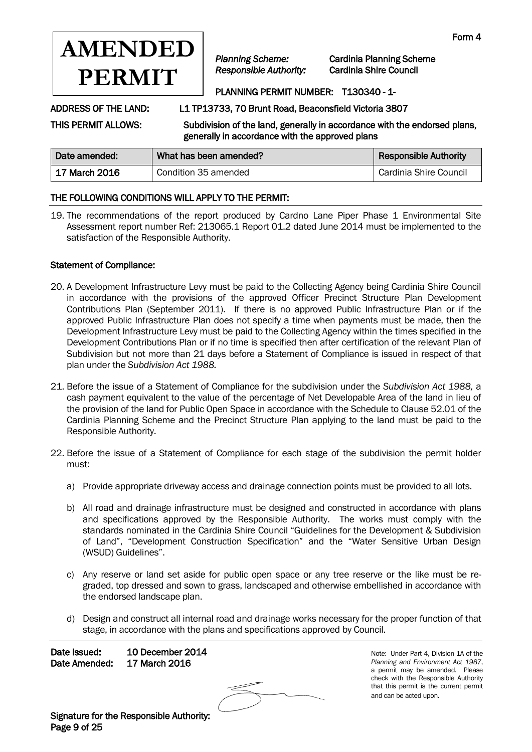Form 4

# AMENDED PERMIT

*Planning Scheme:* Cardinia Planning Scheme
*Responsible Authority:* Cardinia Shire Council

PLANNING PERMIT NUMBER: T130340 - 1-

**ADDRESS OF THE LAND:** L1 TP13733, 70 Brunt Road, Beaconsfield Victoria 3807

**THIS PERMIT ALLOWS:** Subdivision of the land, generally in accordance with the endorsed plans, generally in accordance with the approved plans

| Date amended: | What has been amended? | Responsible Authority |
|---|---|---|
| 17 March 2016 | Condition 35 amended | Cardinia Shire Council |

## THE FOLLOWING CONDITIONS WILL APPLY TO THE PERMIT:

19. The recommendations of the report produced by Cardno Lane Piper Phase 1 Environmental Site Assessment report number Ref: 213065.1 Report 01.2 dated June 2014 must be implemented to the satisfaction of the Responsible Authority.

### Statement of Compliance:

20. A Development Infrastructure Levy must be paid to the Collecting Agency being Cardinia Shire Council in accordance with the provisions of the approved Officer Precinct Structure Plan Development Contributions Plan (September 2011). If there is no approved Public Infrastructure Plan or if the approved Public Infrastructure Plan does not specify a time when payments must be made, then the Development Infrastructure Levy must be paid to the Collecting Agency within the times specified in the Development Contributions Plan or if no time is specified then after certification of the relevant Plan of Subdivision but not more than 21 days before a Statement of Compliance is issued in respect of that plan under the *Subdivision Act 1988.*

21. Before the issue of a Statement of Compliance for the subdivision under the *Subdivision Act 1988,* a cash payment equivalent to the value of the percentage of Net Developable Area of the land in lieu of the provision of the land for Public Open Space in accordance with the Schedule to Clause 52.01 of the Cardinia Planning Scheme and the Precinct Structure Plan applying to the land must be paid to the Responsible Authority.

22. Before the issue of a Statement of Compliance for each stage of the subdivision the permit holder must:

    a) Provide appropriate driveway access and drainage connection points must be provided to all lots.

    b) All road and drainage infrastructure must be designed and constructed in accordance with plans and specifications approved by the Responsible Authority. The works must comply with the standards nominated in the Cardinia Shire Council "Guidelines for the Development & Subdivision of Land", "Development Construction Specification" and the "Water Sensitive Urban Design (WSUD) Guidelines".

    c) Any reserve or land set aside for public open space or any tree reserve or the like must be re-graded, top dressed and sown to grass, landscaped and otherwise embellished in accordance with the endorsed landscape plan.

    d) Design and construct all internal road and drainage works necessary for the proper function of that stage, in accordance with the plans and specifications approved by Council.

**Date Issued:** 10 December 2014
**Date Amended:** 17 March 2016

Note: Under Part 4, Division 1A of the *Planning and Environment Act 1987*, a permit may be amended. Please check with the Responsible Authority that this permit is the current permit and can be acted upon.

**Signature for the Responsible Authority:**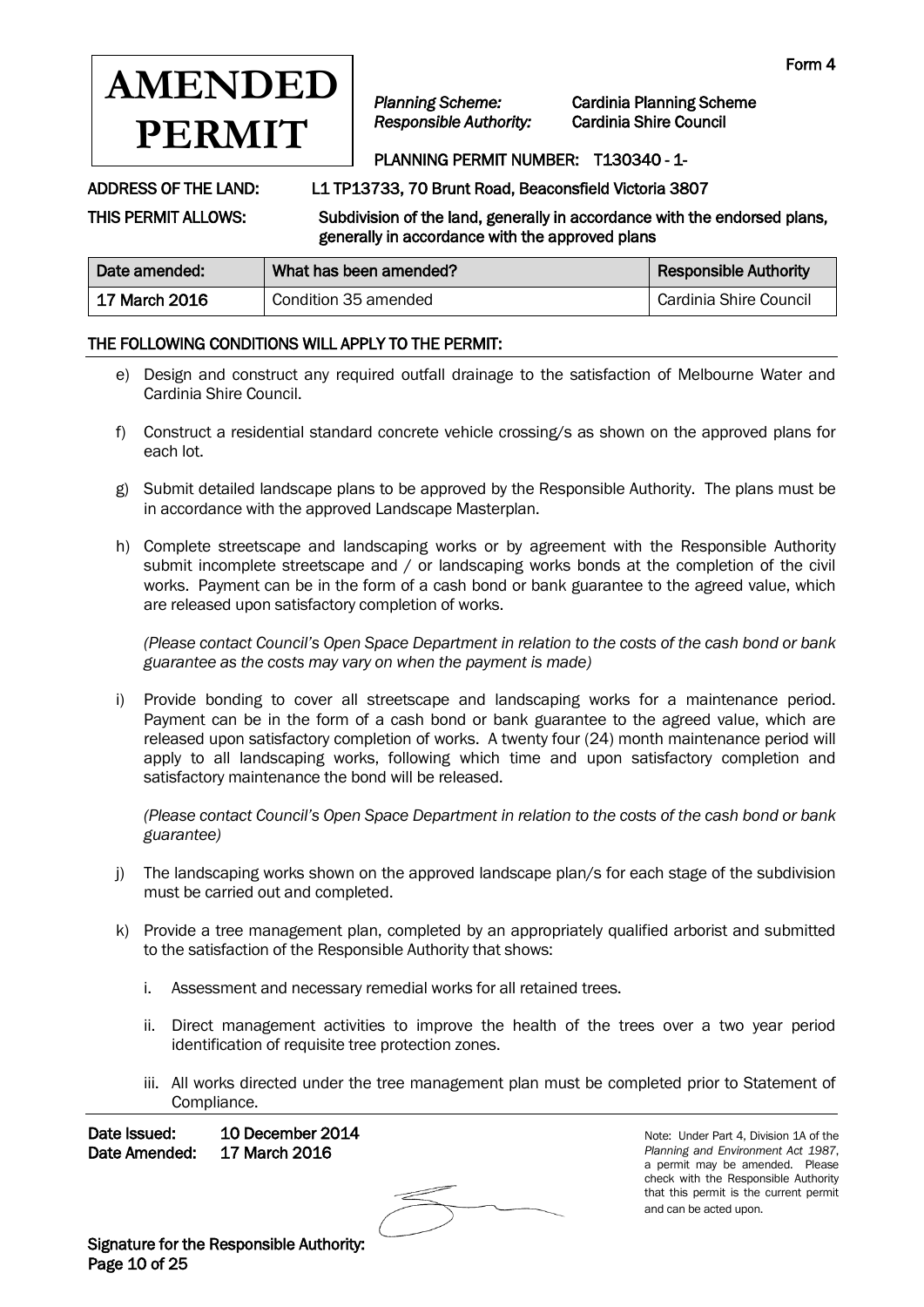Form 4

# AMENDED PERMIT

*Planning Scheme:* Cardinia Planning Scheme
*Responsible Authority:* Cardinia Shire Council

PLANNING PERMIT NUMBER: T130340 - 1-

**ADDRESS OF THE LAND:** L1 TP13733, 70 Brunt Road, Beaconsfield Victoria 3807

**THIS PERMIT ALLOWS:** Subdivision of the land, generally in accordance with the endorsed plans, generally in accordance with the approved plans

| Date amended: | What has been amended? | Responsible Authority |
|---|---|---|
| 17 March 2016 | Condition 35 amended | Cardinia Shire Council |

**THE FOLLOWING CONDITIONS WILL APPLY TO THE PERMIT:**

e) Design and construct any required outfall drainage to the satisfaction of Melbourne Water and Cardinia Shire Council.

f) Construct a residential standard concrete vehicle crossing/s as shown on the approved plans for each lot.

g) Submit detailed landscape plans to be approved by the Responsible Authority. The plans must be in accordance with the approved Landscape Masterplan.

h) Complete streetscape and landscaping works or by agreement with the Responsible Authority submit incomplete streetscape and / or landscaping works bonds at the completion of the civil works. Payment can be in the form of a cash bond or bank guarantee to the agreed value, which are released upon satisfactory completion of works.

   *(Please contact Council's Open Space Department in relation to the costs of the cash bond or bank guarantee as the costs may vary on when the payment is made)*

i) Provide bonding to cover all streetscape and landscaping works for a maintenance period. Payment can be in the form of a cash bond or bank guarantee to the agreed value, which are released upon satisfactory completion of works. A twenty four (24) month maintenance period will apply to all landscaping works, following which time and upon satisfactory completion and satisfactory maintenance the bond will be released.

   *(Please contact Council's Open Space Department in relation to the costs of the cash bond or bank guarantee)*

j) The landscaping works shown on the approved landscape plan/s for each stage of the subdivision must be carried out and completed.

k) Provide a tree management plan, completed by an appropriately qualified arborist and submitted to the satisfaction of the Responsible Authority that shows:

   i. Assessment and necessary remedial works for all retained trees.

   ii. Direct management activities to improve the health of the trees over a two year period identification of requisite tree protection zones.

   iii. All works directed under the tree management plan must be completed prior to Statement of Compliance.

**Date Issued:** 10 December 2014
**Date Amended:** 17 March 2016

Note: Under Part 4, Division 1A of the *Planning and Environment Act 1987*, a permit may be amended. Please check with the Responsible Authority that this permit is the current permit and can be acted upon.

**Signature for the Responsible Authority:**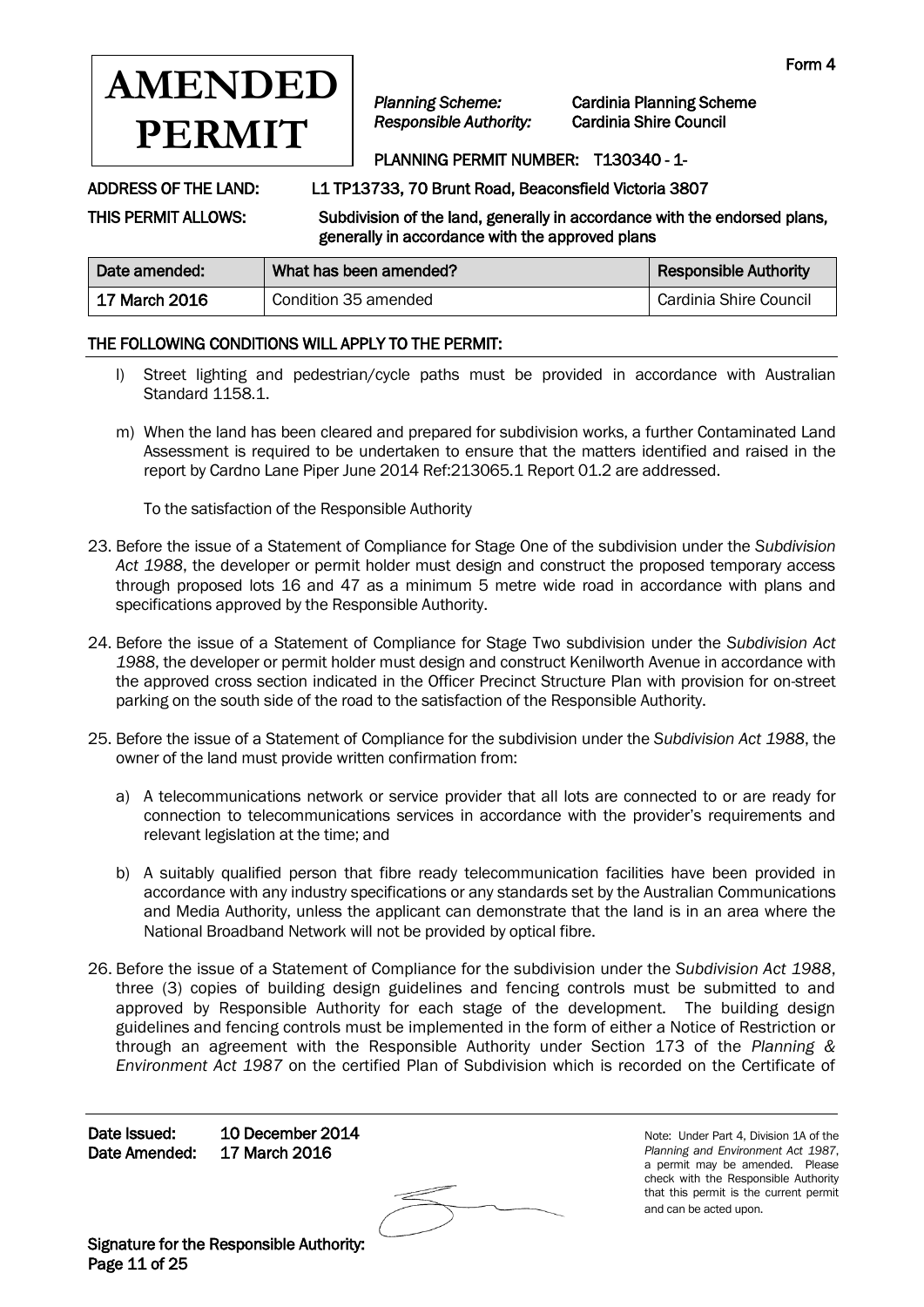# AMENDED PERMIT

Form 4

*Planning Scheme:* Cardinia Planning Scheme
*Responsible Authority:* Cardinia Shire Council

PLANNING PERMIT NUMBER: T130340 - 1-

ADDRESS OF THE LAND: L1 TP13733, 70 Brunt Road, Beaconsfield Victoria 3807

THIS PERMIT ALLOWS: Subdivision of the land, generally in accordance with the endorsed plans, generally in accordance with the approved plans

| Date amended: | What has been amended? | Responsible Authority |
|---|---|---|
| 17 March 2016 | Condition 35 amended | Cardinia Shire Council |

## THE FOLLOWING CONDITIONS WILL APPLY TO THE PERMIT:

l) Street lighting and pedestrian/cycle paths must be provided in accordance with Australian Standard 1158.1.

m) When the land has been cleared and prepared for subdivision works, a further Contaminated Land Assessment is required to be undertaken to ensure that the matters identified and raised in the report by Cardno Lane Piper June 2014 Ref:213065.1 Report 01.2 are addressed.

To the satisfaction of the Responsible Authority

23. Before the issue of a Statement of Compliance for Stage One of the subdivision under the *Subdivision Act 1988*, the developer or permit holder must design and construct the proposed temporary access through proposed lots 16 and 47 as a minimum 5 metre wide road in accordance with plans and specifications approved by the Responsible Authority.

24. Before the issue of a Statement of Compliance for Stage Two subdivision under the *Subdivision Act 1988*, the developer or permit holder must design and construct Kenilworth Avenue in accordance with the approved cross section indicated in the Officer Precinct Structure Plan with provision for on-street parking on the south side of the road to the satisfaction of the Responsible Authority.

25. Before the issue of a Statement of Compliance for the subdivision under the *Subdivision Act 1988*, the owner of the land must provide written confirmation from:

    a) A telecommunications network or service provider that all lots are connected to or are ready for connection to telecommunications services in accordance with the provider's requirements and relevant legislation at the time; and

    b) A suitably qualified person that fibre ready telecommunication facilities have been provided in accordance with any industry specifications or any standards set by the Australian Communications and Media Authority, unless the applicant can demonstrate that the land is in an area where the National Broadband Network will not be provided by optical fibre.

26. Before the issue of a Statement of Compliance for the subdivision under the *Subdivision Act 1988*, three (3) copies of building design guidelines and fencing controls must be submitted to and approved by Responsible Authority for each stage of the development. The building design guidelines and fencing controls must be implemented in the form of either a Notice of Restriction or through an agreement with the Responsible Authority under Section 173 of the *Planning & Environment Act 1987* on the certified Plan of Subdivision which is recorded on the Certificate of

Date Issued: 10 December 2014
Date Amended: 17 March 2016

Signature for the Responsible Authority:

Note: Under Part 4, Division 1A of the *Planning and Environment Act 1987*, a permit may be amended. Please check with the Responsible Authority that this permit is the current permit and can be acted upon.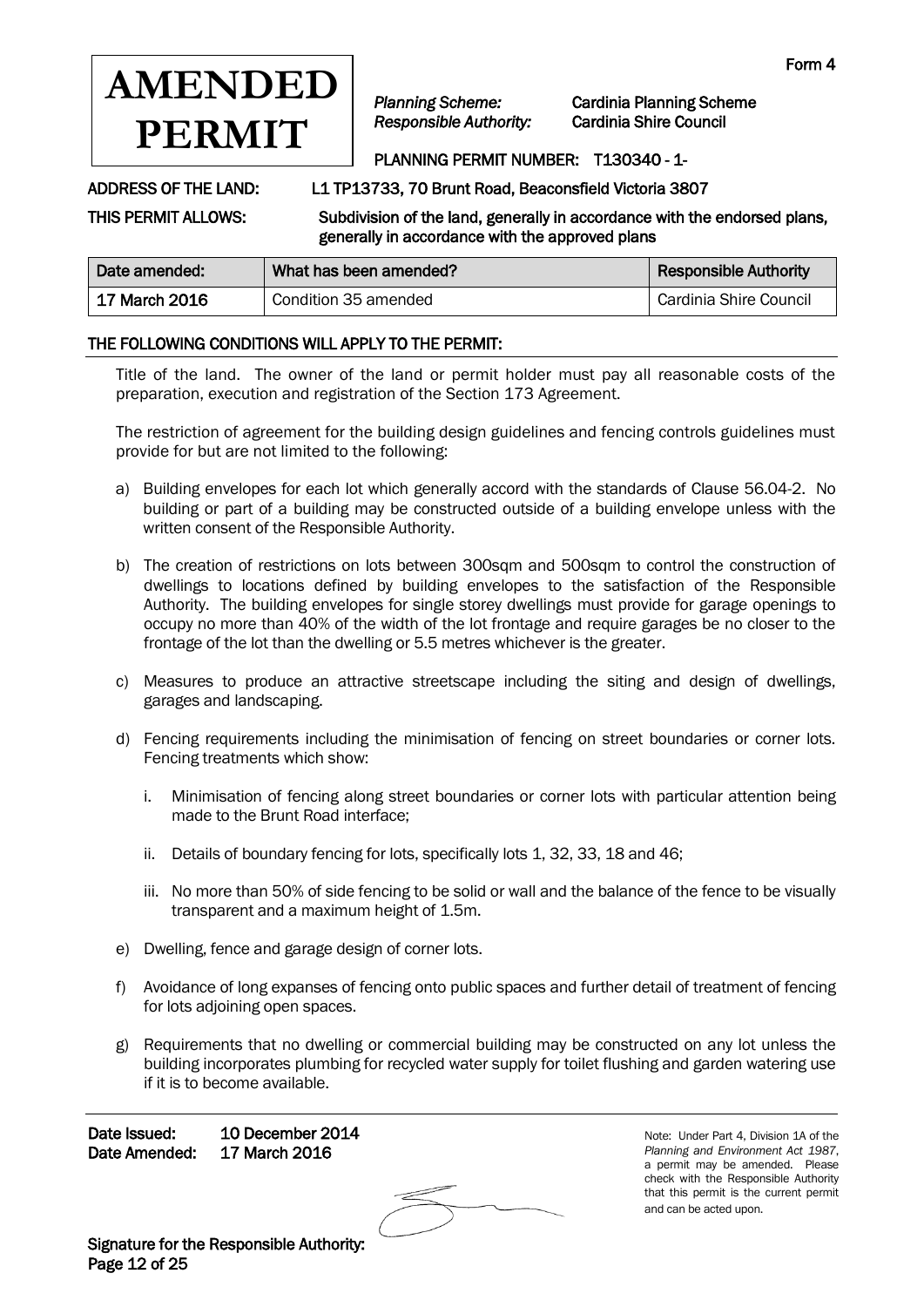Form 4

# AMENDED PERMIT

*Planning Scheme:* Cardinia Planning Scheme
*Responsible Authority:* Cardinia Shire Council

PLANNING PERMIT NUMBER: T130340 - 1-

**ADDRESS OF THE LAND:** L1 TP13733, 70 Brunt Road, Beaconsfield Victoria 3807

**THIS PERMIT ALLOWS:** Subdivision of the land, generally in accordance with the endorsed plans, generally in accordance with the approved plans

| Date amended: | What has been amended? | Responsible Authority |
|---|---|---|
| 17 March 2016 | Condition 35 amended | Cardinia Shire Council |

## THE FOLLOWING CONDITIONS WILL APPLY TO THE PERMIT:

Title of the land. The owner of the land or permit holder must pay all reasonable costs of the preparation, execution and registration of the Section 173 Agreement.

The restriction of agreement for the building design guidelines and fencing controls guidelines must provide for but are not limited to the following:

a) Building envelopes for each lot which generally accord with the standards of Clause 56.04-2. No building or part of a building may be constructed outside of a building envelope unless with the written consent of the Responsible Authority.

b) The creation of restrictions on lots between 300sqm and 500sqm to control the construction of dwellings to locations defined by building envelopes to the satisfaction of the Responsible Authority. The building envelopes for single storey dwellings must provide for garage openings to occupy no more than 40% of the width of the lot frontage and require garages be no closer to the frontage of the lot than the dwelling or 5.5 metres whichever is the greater.

c) Measures to produce an attractive streetscape including the siting and design of dwellings, garages and landscaping.

d) Fencing requirements including the minimisation of fencing on street boundaries or corner lots. Fencing treatments which show:

   i. Minimisation of fencing along street boundaries or corner lots with particular attention being made to the Brunt Road interface;

   ii. Details of boundary fencing for lots, specifically lots 1, 32, 33, 18 and 46;

   iii. No more than 50% of side fencing to be solid or wall and the balance of the fence to be visually transparent and a maximum height of 1.5m.

e) Dwelling, fence and garage design of corner lots.

f) Avoidance of long expanses of fencing onto public spaces and further detail of treatment of fencing for lots adjoining open spaces.

g) Requirements that no dwelling or commercial building may be constructed on any lot unless the building incorporates plumbing for recycled water supply for toilet flushing and garden watering use if it is to become available.

**Date Issued:** 10 December 2014
**Date Amended:** 17 March 2016

Note: Under Part 4, Division 1A of the *Planning and Environment Act 1987*, a permit may be amended. Please check with the Responsible Authority that this permit is the current permit and can be acted upon.

**Signature for the Responsible Authority:**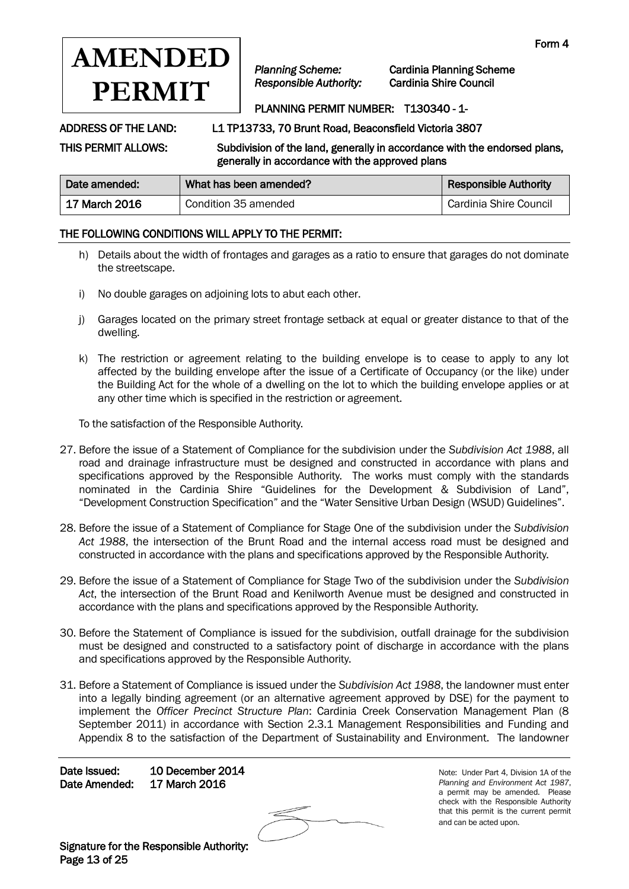# AMENDED PERMIT

Form 4

*Planning Scheme:* Cardinia Planning Scheme
*Responsible Authority:* Cardinia Shire Council

PLANNING PERMIT NUMBER: T130340 - 1-

ADDRESS OF THE LAND: L1 TP13733, 70 Brunt Road, Beaconsfield Victoria 3807

THIS PERMIT ALLOWS: Subdivision of the land, generally in accordance with the endorsed plans, generally in accordance with the approved plans

| Date amended: | What has been amended? | Responsible Authority |
|---|---|---|
| 17 March 2016 | Condition 35 amended | Cardinia Shire Council |

## THE FOLLOWING CONDITIONS WILL APPLY TO THE PERMIT:

h) Details about the width of frontages and garages as a ratio to ensure that garages do not dominate the streetscape.

i) No double garages on adjoining lots to abut each other.

j) Garages located on the primary street frontage setback at equal or greater distance to that of the dwelling.

k) The restriction or agreement relating to the building envelope is to cease to apply to any lot affected by the building envelope after the issue of a Certificate of Occupancy (or the like) under the Building Act for the whole of a dwelling on the lot to which the building envelope applies or at any other time which is specified in the restriction or agreement.

To the satisfaction of the Responsible Authority.

27. Before the issue of a Statement of Compliance for the subdivision under the *Subdivision Act 1988*, all road and drainage infrastructure must be designed and constructed in accordance with plans and specifications approved by the Responsible Authority. The works must comply with the standards nominated in the Cardinia Shire "Guidelines for the Development & Subdivision of Land", "Development Construction Specification" and the "Water Sensitive Urban Design (WSUD) Guidelines".

28. Before the issue of a Statement of Compliance for Stage One of the subdivision under the *Subdivision Act 1988*, the intersection of the Brunt Road and the internal access road must be designed and constructed in accordance with the plans and specifications approved by the Responsible Authority.

29. Before the issue of a Statement of Compliance for Stage Two of the subdivision under the *Subdivision Act*, the intersection of the Brunt Road and Kenilworth Avenue must be designed and constructed in accordance with the plans and specifications approved by the Responsible Authority.

30. Before the Statement of Compliance is issued for the subdivision, outfall drainage for the subdivision must be designed and constructed to a satisfactory point of discharge in accordance with the plans and specifications approved by the Responsible Authority.

31. Before a Statement of Compliance is issued under the *Subdivision Act 1988*, the landowner must enter into a legally binding agreement (or an alternative agreement approved by DSE) for the payment to implement the *Officer Precinct Structure Plan*: Cardinia Creek Conservation Management Plan (8 September 2011) in accordance with Section 2.3.1 Management Responsibilities and Funding and Appendix 8 to the satisfaction of the Department of Sustainability and Environment. The landowner

Date Issued: 10 December 2014
Date Amended: 17 March 2016

Note: Under Part 4, Division 1A of the *Planning and Environment Act 1987*, a permit may be amended. Please check with the Responsible Authority that this permit is the current permit and can be acted upon.

Signature for the Responsible Authority: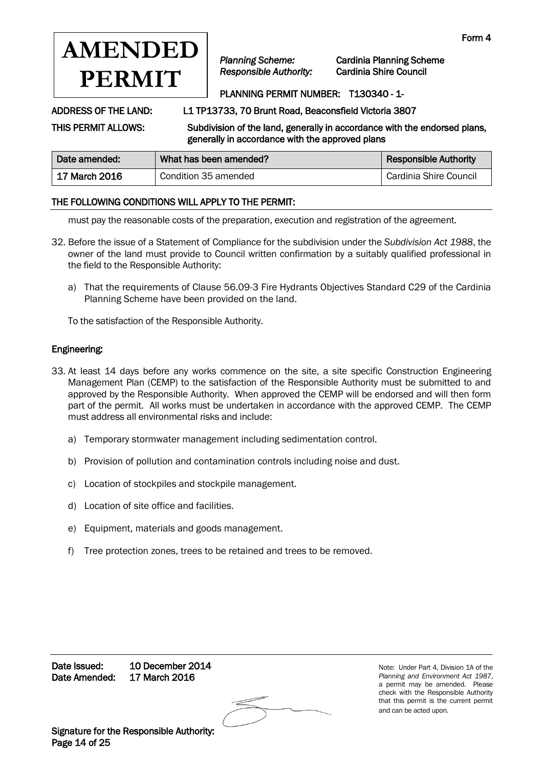# AMENDED PERMIT

Form 4

*Planning Scheme:* Cardinia Planning Scheme
*Responsible Authority:* Cardinia Shire Council

PLANNING PERMIT NUMBER: T130340 - 1-

**ADDRESS OF THE LAND:** L1 TP13733, 70 Brunt Road, Beaconsfield Victoria 3807

**THIS PERMIT ALLOWS:** Subdivision of the land, generally in accordance with the endorsed plans, generally in accordance with the approved plans

| Date amended: | What has been amended? | Responsible Authority |
|---|---|---|
| 17 March 2016 | Condition 35 amended | Cardinia Shire Council |

**THE FOLLOWING CONDITIONS WILL APPLY TO THE PERMIT:**

must pay the reasonable costs of the preparation, execution and registration of the agreement.

32. Before the issue of a Statement of Compliance for the subdivision under the *Subdivision Act 1988*, the owner of the land must provide to Council written confirmation by a suitably qualified professional in the field to the Responsible Authority:

    a) That the requirements of Clause 56.09-3 Fire Hydrants Objectives Standard C29 of the Cardinia Planning Scheme have been provided on the land.

    To the satisfaction of the Responsible Authority.

**Engineering:**

33. At least 14 days before any works commence on the site, a site specific Construction Engineering Management Plan (CEMP) to the satisfaction of the Responsible Authority must be submitted to and approved by the Responsible Authority. When approved the CEMP will be endorsed and will then form part of the permit. All works must be undertaken in accordance with the approved CEMP. The CEMP must address all environmental risks and include:

    a) Temporary stormwater management including sedimentation control.

    b) Provision of pollution and contamination controls including noise and dust.

    c) Location of stockpiles and stockpile management.

    d) Location of site office and facilities.

    e) Equipment, materials and goods management.

    f) Tree protection zones, trees to be retained and trees to be removed.

**Date Issued:** 10 December 2014
**Date Amended:** 17 March 2016

**Signature for the Responsible Authority:**

Note: Under Part 4, Division 1A of the *Planning and Environment Act 1987*, a permit may be amended. Please check with the Responsible Authority that this permit is the current permit and can be acted upon.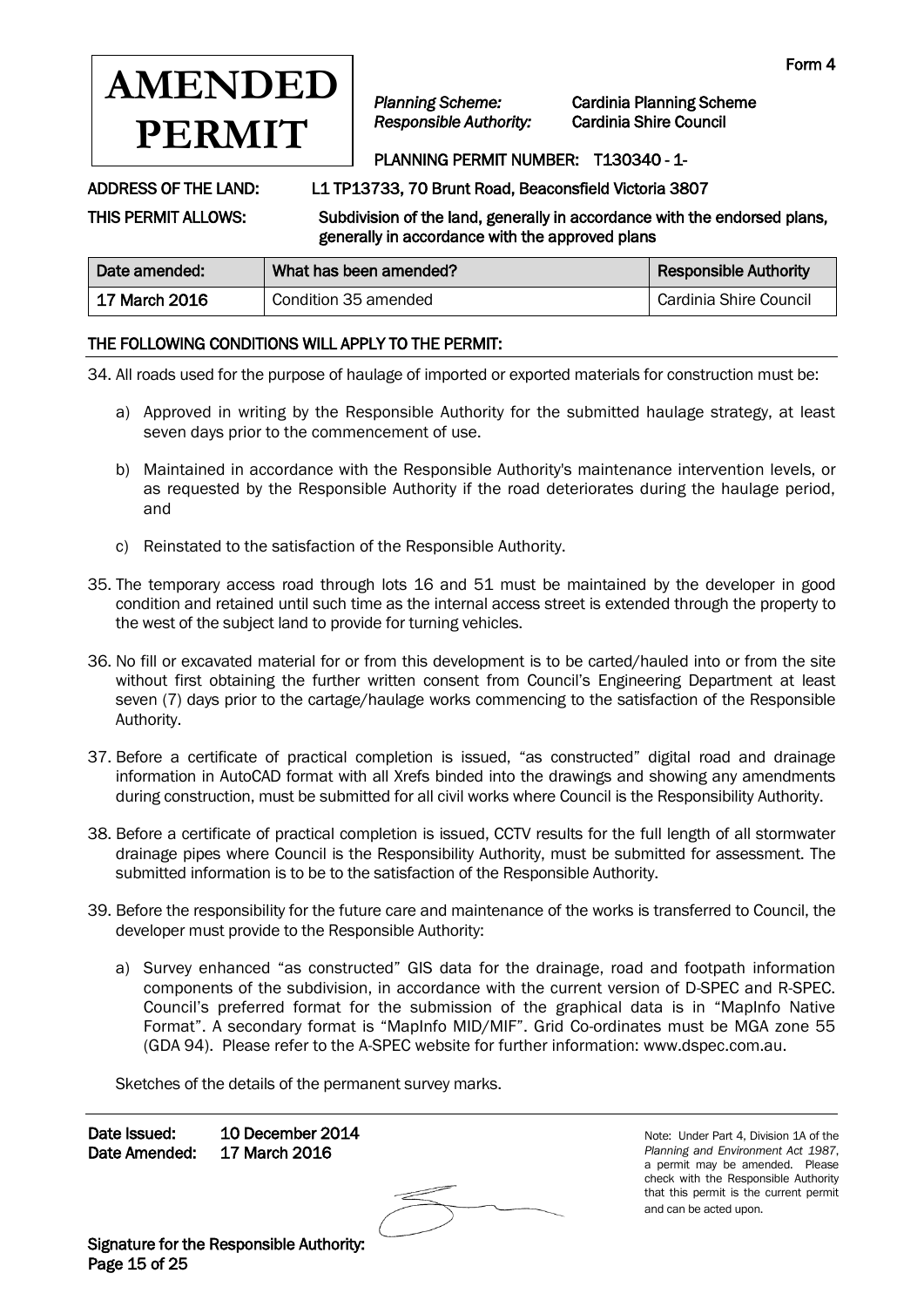Form 4

# AMENDED PERMIT

*Planning Scheme:* Cardinia Planning Scheme
*Responsible Authority:* Cardinia Shire Council

PLANNING PERMIT NUMBER: T130340 - 1-

**ADDRESS OF THE LAND:** L1 TP13733, 70 Brunt Road, Beaconsfield Victoria 3807

**THIS PERMIT ALLOWS:** Subdivision of the land, generally in accordance with the endorsed plans, generally in accordance with the approved plans

| Date amended: | What has been amended? | Responsible Authority |
|---|---|---|
| 17 March 2016 | Condition 35 amended | Cardinia Shire Council |

## THE FOLLOWING CONDITIONS WILL APPLY TO THE PERMIT:

34. All roads used for the purpose of haulage of imported or exported materials for construction must be:

    a) Approved in writing by the Responsible Authority for the submitted haulage strategy, at least seven days prior to the commencement of use.

    b) Maintained in accordance with the Responsible Authority's maintenance intervention levels, or as requested by the Responsible Authority if the road deteriorates during the haulage period, and

    c) Reinstated to the satisfaction of the Responsible Authority.

35. The temporary access road through lots 16 and 51 must be maintained by the developer in good condition and retained until such time as the internal access street is extended through the property to the west of the subject land to provide for turning vehicles.

36. No fill or excavated material for or from this development is to be carted/hauled into or from the site without first obtaining the further written consent from Council's Engineering Department at least seven (7) days prior to the cartage/haulage works commencing to the satisfaction of the Responsible Authority.

37. Before a certificate of practical completion is issued, "as constructed" digital road and drainage information in AutoCAD format with all Xrefs binded into the drawings and showing any amendments during construction, must be submitted for all civil works where Council is the Responsibility Authority.

38. Before a certificate of practical completion is issued, CCTV results for the full length of all stormwater drainage pipes where Council is the Responsibility Authority, must be submitted for assessment. The submitted information is to be to the satisfaction of the Responsible Authority.

39. Before the responsibility for the future care and maintenance of the works is transferred to Council, the developer must provide to the Responsible Authority:

    a) Survey enhanced "as constructed" GIS data for the drainage, road and footpath information components of the subdivision, in accordance with the current version of D-SPEC and R-SPEC. Council's preferred format for the submission of the graphical data is in "MapInfo Native Format". A secondary format is "MapInfo MID/MIF". Grid Co-ordinates must be MGA zone 55 (GDA 94). Please refer to the A-SPEC website for further information: www.dspec.com.au.

    Sketches of the details of the permanent survey marks.

**Date Issued:** 10 December 2014
**Date Amended:** 17 March 2016

**Signature for the Responsible Authority:**

Note: Under Part 4, Division 1A of the *Planning and Environment Act 1987*, a permit may be amended. Please check with the Responsible Authority that this permit is the current permit and can be acted upon.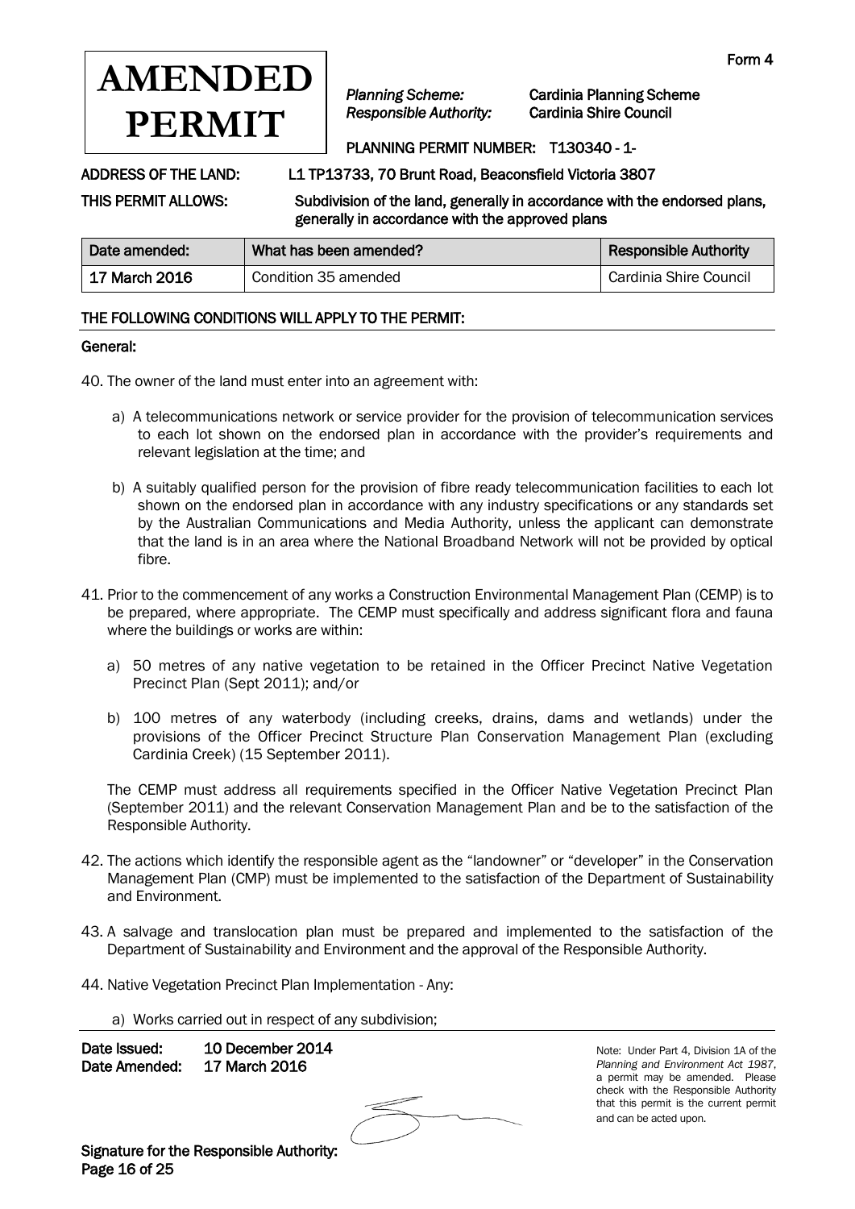Form 4

# AMENDED PERMIT

*Planning Scheme:* Cardinia Planning Scheme
*Responsible Authority:* Cardinia Shire Council

PLANNING PERMIT NUMBER: T130340 - 1-

ADDRESS OF THE LAND: L1 TP13733, 70 Brunt Road, Beaconsfield Victoria 3807

THIS PERMIT ALLOWS: Subdivision of the land, generally in accordance with the endorsed plans, generally in accordance with the approved plans

| Date amended: | What has been amended? | Responsible Authority |
|---|---|---|
| 17 March 2016 | Condition 35 amended | Cardinia Shire Council |

## THE FOLLOWING CONDITIONS WILL APPLY TO THE PERMIT:

### General:

40. The owner of the land must enter into an agreement with:

    a) A telecommunications network or service provider for the provision of telecommunication services to each lot shown on the endorsed plan in accordance with the provider's requirements and relevant legislation at the time; and

    b) A suitably qualified person for the provision of fibre ready telecommunication facilities to each lot shown on the endorsed plan in accordance with any industry specifications or any standards set by the Australian Communications and Media Authority, unless the applicant can demonstrate that the land is in an area where the National Broadband Network will not be provided by optical fibre.

41. Prior to the commencement of any works a Construction Environmental Management Plan (CEMP) is to be prepared, where appropriate. The CEMP must specifically and address significant flora and fauna where the buildings or works are within:

    a) 50 metres of any native vegetation to be retained in the Officer Precinct Native Vegetation Precinct Plan (Sept 2011); and/or

    b) 100 metres of any waterbody (including creeks, drains, dams and wetlands) under the provisions of the Officer Precinct Structure Plan Conservation Management Plan (excluding Cardinia Creek) (15 September 2011).

    The CEMP must address all requirements specified in the Officer Native Vegetation Precinct Plan (September 2011) and the relevant Conservation Management Plan and be to the satisfaction of the Responsible Authority.

42. The actions which identify the responsible agent as the "landowner" or "developer" in the Conservation Management Plan (CMP) must be implemented to the satisfaction of the Department of Sustainability and Environment.

43. A salvage and translocation plan must be prepared and implemented to the satisfaction of the Department of Sustainability and Environment and the approval of the Responsible Authority.

44. Native Vegetation Precinct Plan Implementation - Any:

    a) Works carried out in respect of any subdivision;

Date Issued: 10 December 2014
Date Amended: 17 March 2016

Note: Under Part 4, Division 1A of the *Planning and Environment Act 1987*, a permit may be amended. Please check with the Responsible Authority that this permit is the current permit and can be acted upon.

Signature for the Responsible Authority: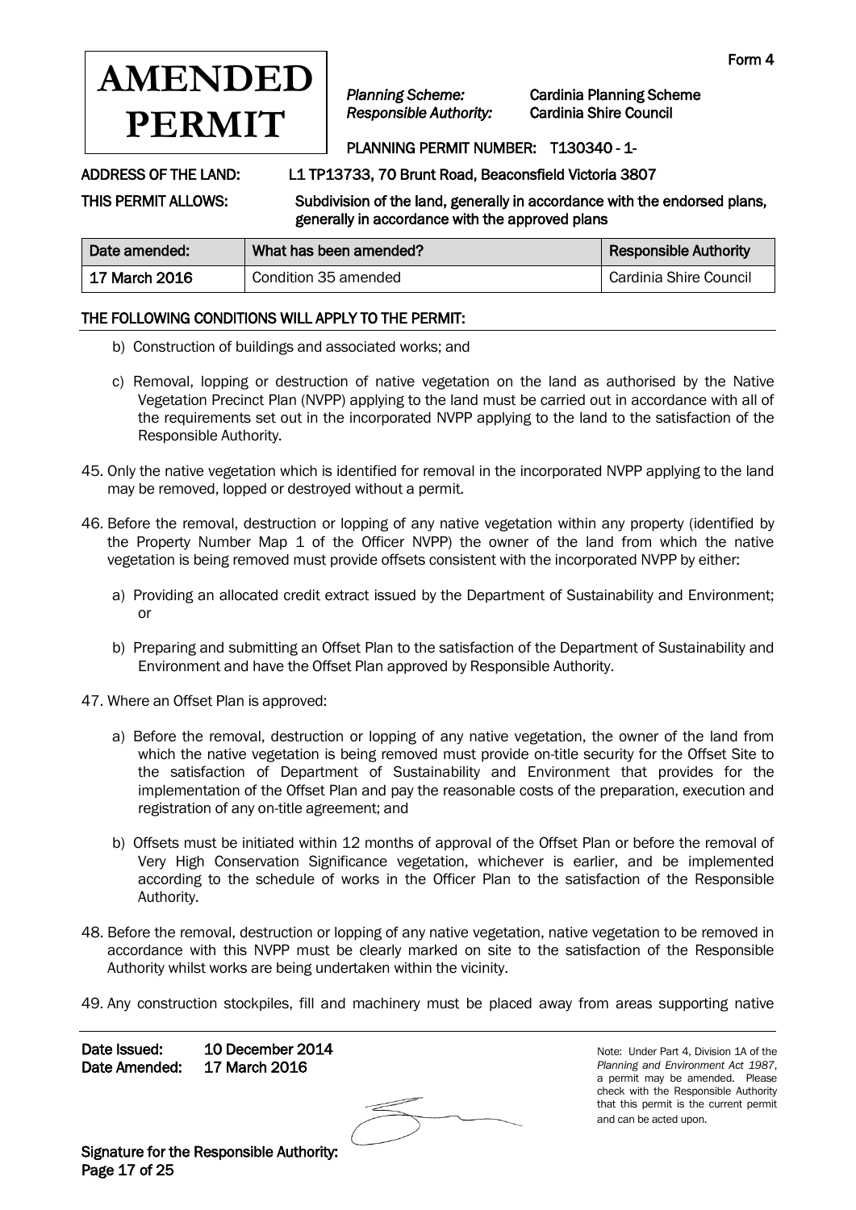# AMENDED PERMIT

Form 4

*Planning Scheme:* Cardinia Planning Scheme
*Responsible Authority:* Cardinia Shire Council

PLANNING PERMIT NUMBER: T130340 - 1-

ADDRESS OF THE LAND: L1 TP13733, 70 Brunt Road, Beaconsfield Victoria 3807

THIS PERMIT ALLOWS: Subdivision of the land, generally in accordance with the endorsed plans, generally in accordance with the approved plans

| Date amended: | What has been amended? | Responsible Authority |
|---|---|---|
| 17 March 2016 | Condition 35 amended | Cardinia Shire Council |

## THE FOLLOWING CONDITIONS WILL APPLY TO THE PERMIT:

b) Construction of buildings and associated works; and

c) Removal, lopping or destruction of native vegetation on the land as authorised by the Native Vegetation Precinct Plan (NVPP) applying to the land must be carried out in accordance with all of the requirements set out in the incorporated NVPP applying to the land to the satisfaction of the Responsible Authority.

45. Only the native vegetation which is identified for removal in the incorporated NVPP applying to the land may be removed, lopped or destroyed without a permit.

46. Before the removal, destruction or lopping of any native vegetation within any property (identified by the Property Number Map 1 of the Officer NVPP) the owner of the land from which the native vegetation is being removed must provide offsets consistent with the incorporated NVPP by either:

    a) Providing an allocated credit extract issued by the Department of Sustainability and Environment; or

    b) Preparing and submitting an Offset Plan to the satisfaction of the Department of Sustainability and Environment and have the Offset Plan approved by Responsible Authority.

47. Where an Offset Plan is approved:

    a) Before the removal, destruction or lopping of any native vegetation, the owner of the land from which the native vegetation is being removed must provide on-title security for the Offset Site to the satisfaction of Department of Sustainability and Environment that provides for the implementation of the Offset Plan and pay the reasonable costs of the preparation, execution and registration of any on-title agreement; and

    b) Offsets must be initiated within 12 months of approval of the Offset Plan or before the removal of Very High Conservation Significance vegetation, whichever is earlier, and be implemented according to the schedule of works in the Officer Plan to the satisfaction of the Responsible Authority.

48. Before the removal, destruction or lopping of any native vegetation, native vegetation to be removed in accordance with this NVPP must be clearly marked on site to the satisfaction of the Responsible Authority whilst works are being undertaken within the vicinity.

49. Any construction stockpiles, fill and machinery must be placed away from areas supporting native

Date Issued: 10 December 2014
Date Amended: 17 March 2016

Note: Under Part 4, Division 1A of the *Planning and Environment Act 1987*, a permit may be amended. Please check with the Responsible Authority that this permit is the current permit and can be acted upon.

Signature for the Responsible Authority: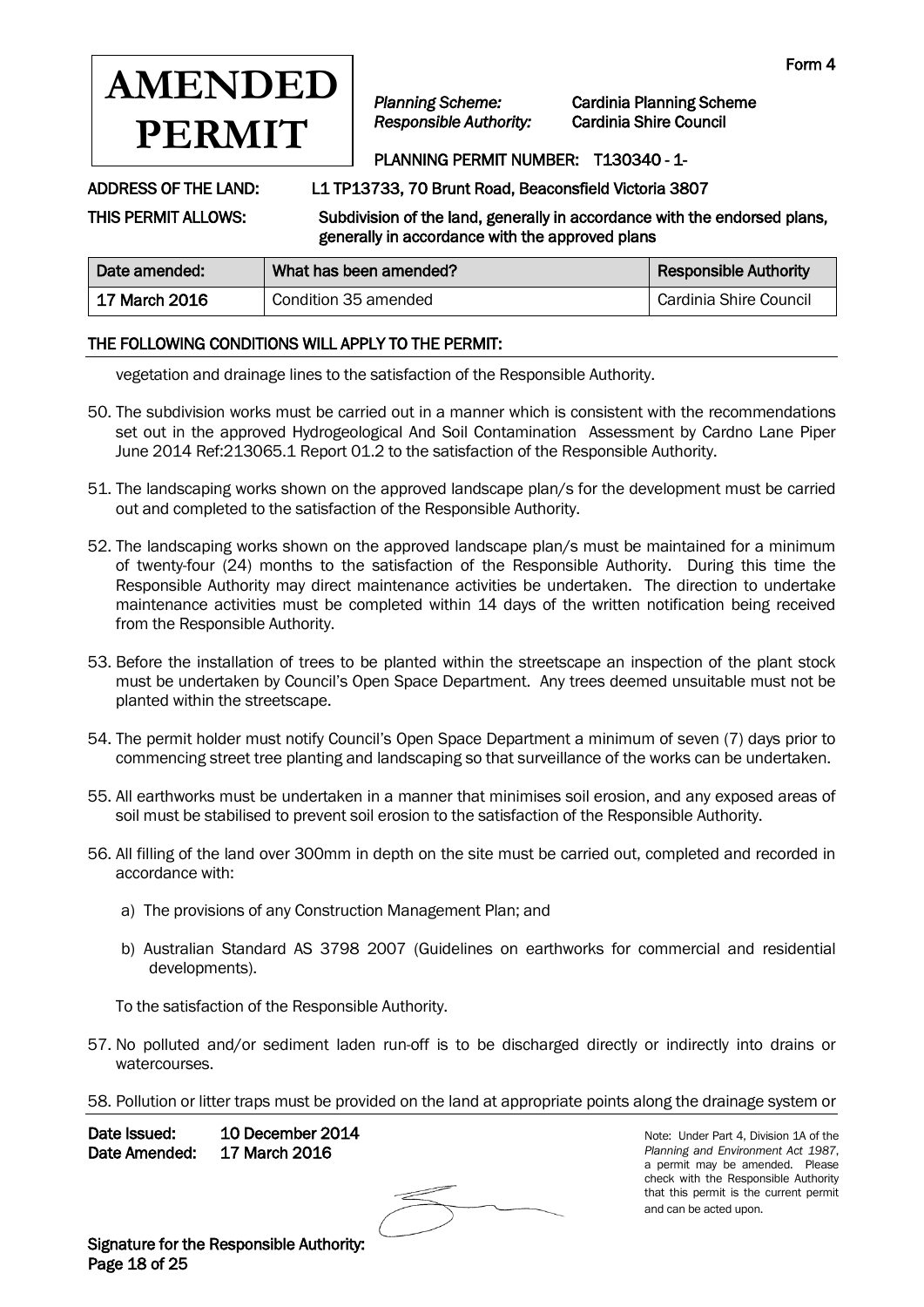# AMENDED PERMIT

Form 4

*Planning Scheme:* Cardinia Planning Scheme
*Responsible Authority:* Cardinia Shire Council

PLANNING PERMIT NUMBER: T130340 - 1-

ADDRESS OF THE LAND: L1 TP13733, 70 Brunt Road, Beaconsfield Victoria 3807

THIS PERMIT ALLOWS: Subdivision of the land, generally in accordance with the endorsed plans, generally in accordance with the approved plans

| Date amended: | What has been amended? | Responsible Authority |
|---|---|---|
| 17 March 2016 | Condition 35 amended | Cardinia Shire Council |

THE FOLLOWING CONDITIONS WILL APPLY TO THE PERMIT:

vegetation and drainage lines to the satisfaction of the Responsible Authority.

50. The subdivision works must be carried out in a manner which is consistent with the recommendations set out in the approved Hydrogeological And Soil Contamination Assessment by Cardno Lane Piper June 2014 Ref:213065.1 Report 01.2 to the satisfaction of the Responsible Authority.

51. The landscaping works shown on the approved landscape plan/s for the development must be carried out and completed to the satisfaction of the Responsible Authority.

52. The landscaping works shown on the approved landscape plan/s must be maintained for a minimum of twenty-four (24) months to the satisfaction of the Responsible Authority. During this time the Responsible Authority may direct maintenance activities be undertaken. The direction to undertake maintenance activities must be completed within 14 days of the written notification being received from the Responsible Authority.

53. Before the installation of trees to be planted within the streetscape an inspection of the plant stock must be undertaken by Council's Open Space Department. Any trees deemed unsuitable must not be planted within the streetscape.

54. The permit holder must notify Council's Open Space Department a minimum of seven (7) days prior to commencing street tree planting and landscaping so that surveillance of the works can be undertaken.

55. All earthworks must be undertaken in a manner that minimises soil erosion, and any exposed areas of soil must be stabilised to prevent soil erosion to the satisfaction of the Responsible Authority.

56. All filling of the land over 300mm in depth on the site must be carried out, completed and recorded in accordance with:

    a) The provisions of any Construction Management Plan; and

    b) Australian Standard AS 3798 2007 (Guidelines on earthworks for commercial and residential developments).

    To the satisfaction of the Responsible Authority.

57. No polluted and/or sediment laden run-off is to be discharged directly or indirectly into drains or watercourses.

58. Pollution or litter traps must be provided on the land at appropriate points along the drainage system or

Date Issued: 10 December 2014
Date Amended: 17 March 2016

Signature for the Responsible Authority:

Note: Under Part 4, Division 1A of the *Planning and Environment Act 1987*, a permit may be amended. Please check with the Responsible Authority that this permit is the current permit and can be acted upon.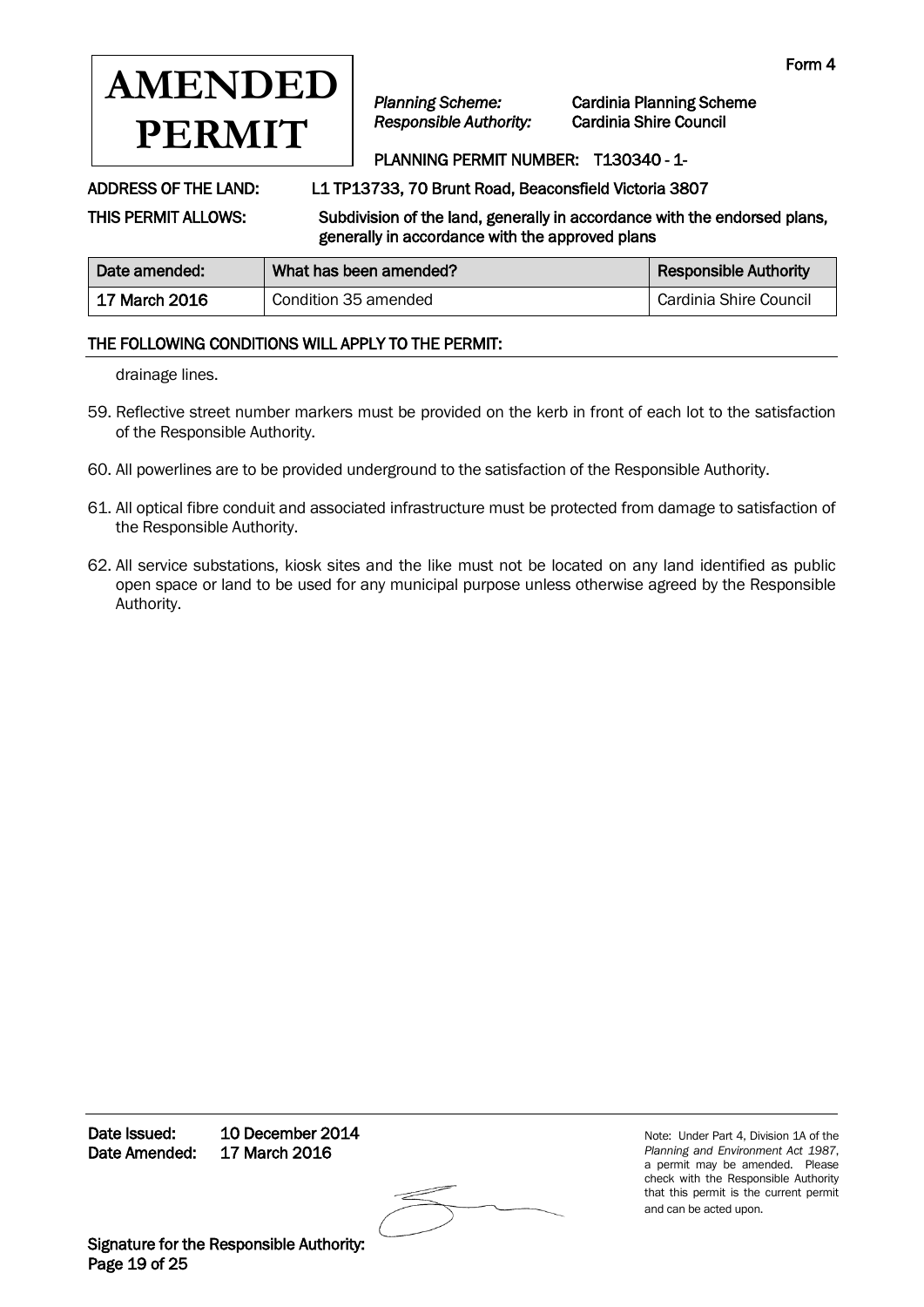# AMENDED PERMIT

Form 4

*Planning Scheme:* Cardinia Planning Scheme
*Responsible Authority:* Cardinia Shire Council

PLANNING PERMIT NUMBER: T130340 - 1-

**ADDRESS OF THE LAND:** L1 TP13733, 70 Brunt Road, Beaconsfield Victoria 3807

**THIS PERMIT ALLOWS:** Subdivision of the land, generally in accordance with the endorsed plans, generally in accordance with the approved plans

| Date amended: | What has been amended? | Responsible Authority |
|---|---|---|
| 17 March 2016 | Condition 35 amended | Cardinia Shire Council |

**THE FOLLOWING CONDITIONS WILL APPLY TO THE PERMIT:**

drainage lines.

59. Reflective street number markers must be provided on the kerb in front of each lot to the satisfaction of the Responsible Authority.

60. All powerlines are to be provided underground to the satisfaction of the Responsible Authority.

61. All optical fibre conduit and associated infrastructure must be protected from damage to satisfaction of the Responsible Authority.

62. All service substations, kiosk sites and the like must not be located on any land identified as public open space or land to be used for any municipal purpose unless otherwise agreed by the Responsible Authority.

Date Issued: 10 December 2014
Date Amended: 17 March 2016

Note: Under Part 4, Division 1A of the *Planning and Environment Act 1987*, a permit may be amended. Please check with the Responsible Authority that this permit is the current permit and can be acted upon.

Signature for the Responsible Authority: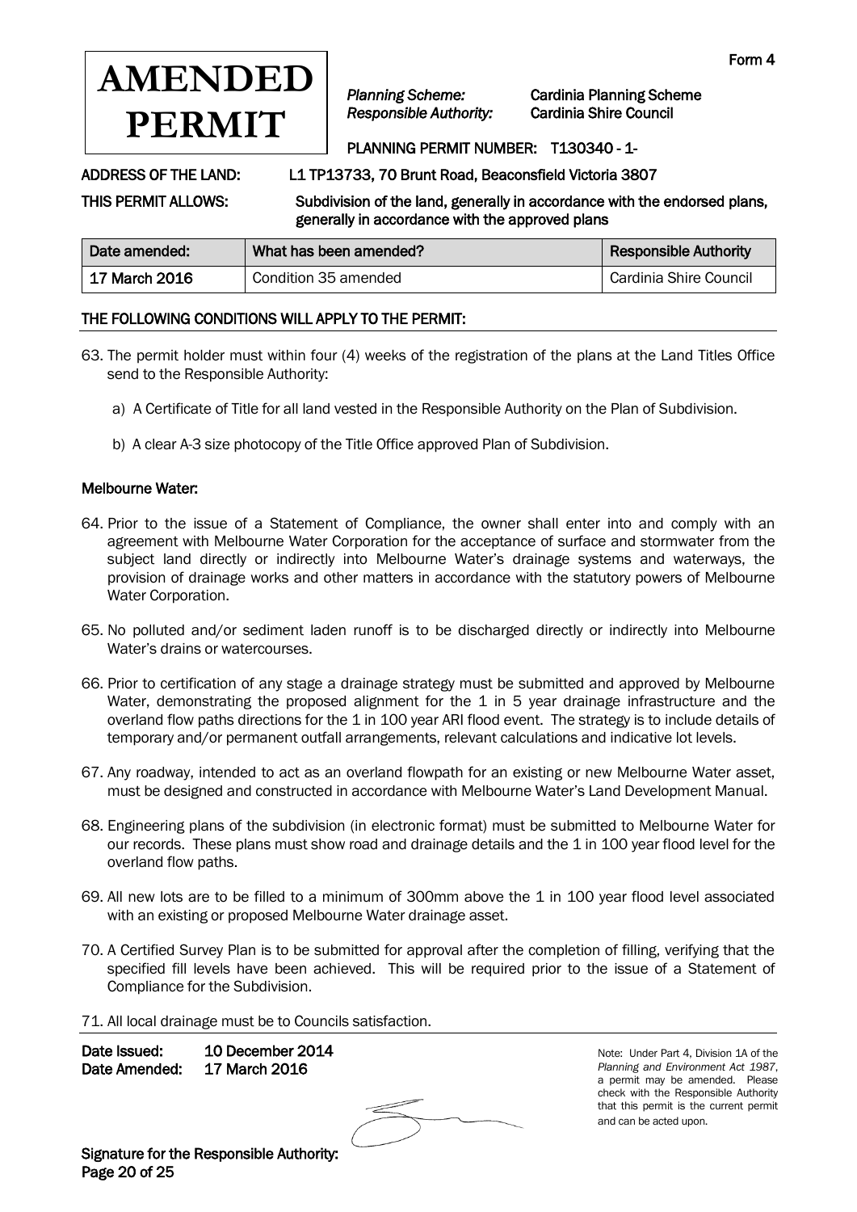Form 4

# AMENDED PERMIT

*Planning Scheme:* Cardinia Planning Scheme
*Responsible Authority:* Cardinia Shire Council

PLANNING PERMIT NUMBER: T130340 - 1-

**ADDRESS OF THE LAND:** L1 TP13733, 70 Brunt Road, Beaconsfield Victoria 3807

**THIS PERMIT ALLOWS:** Subdivision of the land, generally in accordance with the endorsed plans, generally in accordance with the approved plans

| Date amended: | What has been amended? | Responsible Authority |
|---|---|---|
| 17 March 2016 | Condition 35 amended | Cardinia Shire Council |

## THE FOLLOWING CONDITIONS WILL APPLY TO THE PERMIT:

63. The permit holder must within four (4) weeks of the registration of the plans at the Land Titles Office send to the Responsible Authority:

    a) A Certificate of Title for all land vested in the Responsible Authority on the Plan of Subdivision.

    b) A clear A-3 size photocopy of the Title Office approved Plan of Subdivision.

### Melbourne Water:

64. Prior to the issue of a Statement of Compliance, the owner shall enter into and comply with an agreement with Melbourne Water Corporation for the acceptance of surface and stormwater from the subject land directly or indirectly into Melbourne Water's drainage systems and waterways, the provision of drainage works and other matters in accordance with the statutory powers of Melbourne Water Corporation.

65. No polluted and/or sediment laden runoff is to be discharged directly or indirectly into Melbourne Water's drains or watercourses.

66. Prior to certification of any stage a drainage strategy must be submitted and approved by Melbourne Water, demonstrating the proposed alignment for the 1 in 5 year drainage infrastructure and the overland flow paths directions for the 1 in 100 year ARI flood event. The strategy is to include details of temporary and/or permanent outfall arrangements, relevant calculations and indicative lot levels.

67. Any roadway, intended to act as an overland flowpath for an existing or new Melbourne Water asset, must be designed and constructed in accordance with Melbourne Water's Land Development Manual.

68. Engineering plans of the subdivision (in electronic format) must be submitted to Melbourne Water for our records. These plans must show road and drainage details and the 1 in 100 year flood level for the overland flow paths.

69. All new lots are to be filled to a minimum of 300mm above the 1 in 100 year flood level associated with an existing or proposed Melbourne Water drainage asset.

70. A Certified Survey Plan is to be submitted for approval after the completion of filling, verifying that the specified fill levels have been achieved. This will be required prior to the issue of a Statement of Compliance for the Subdivision.

71. All local drainage must be to Councils satisfaction.

**Date Issued:** 10 December 2014
**Date Amended:** 17 March 2016

Note: Under Part 4, Division 1A of the *Planning and Environment Act 1987*, a permit may be amended. Please check with the Responsible Authority that this permit is the current permit and can be acted upon.

**Signature for the Responsible Authority:**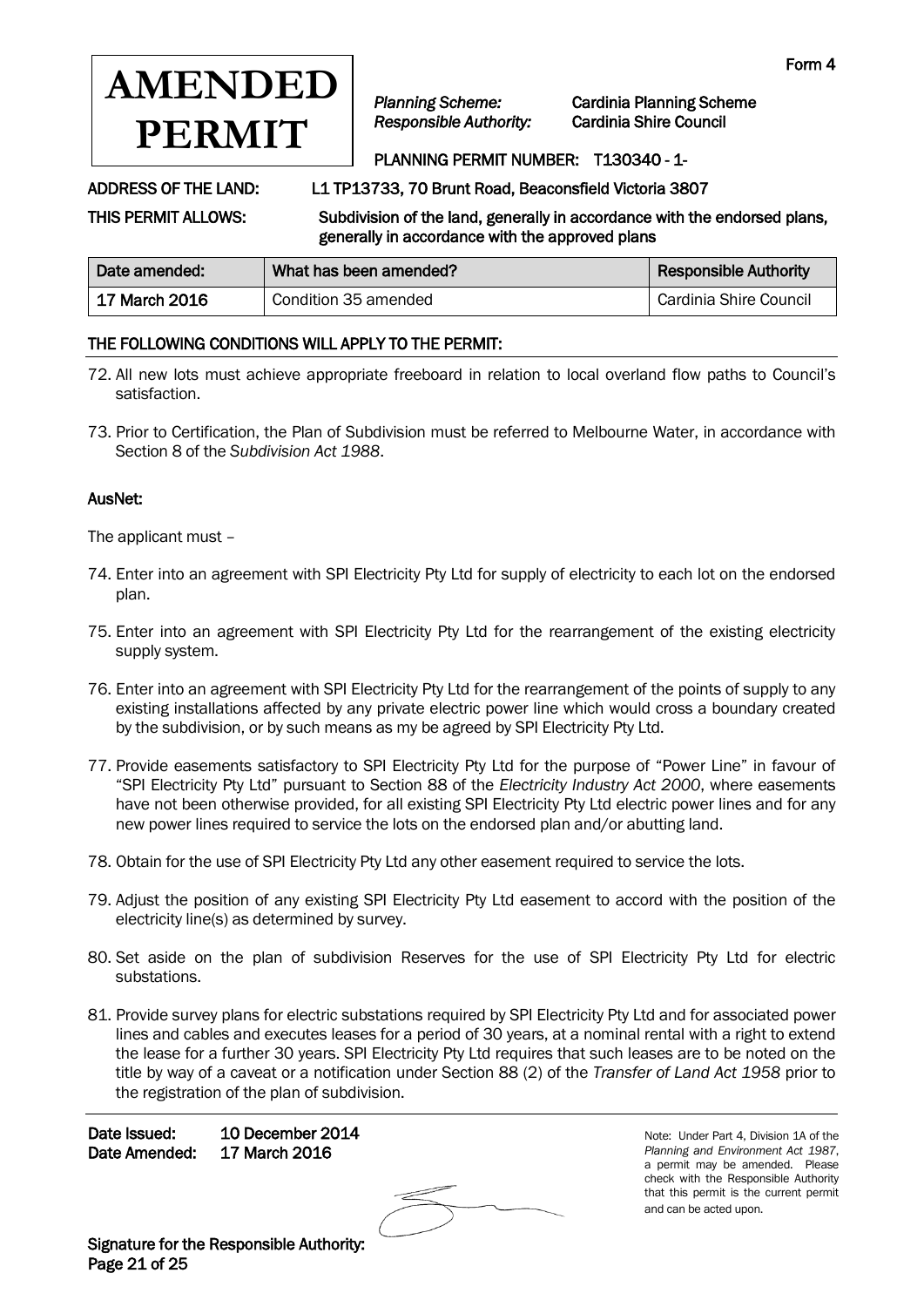**AMENDED PERMIT**

Form 4

*Planning Scheme:* Cardinia Planning Scheme
*Responsible Authority:* Cardinia Shire Council

PLANNING PERMIT NUMBER: T130340 - 1-

**ADDRESS OF THE LAND:** L1 TP13733, 70 Brunt Road, Beaconsfield Victoria 3807

**THIS PERMIT ALLOWS:** Subdivision of the land, generally in accordance with the endorsed plans, generally in accordance with the approved plans

| Date amended: | What has been amended? | Responsible Authority |
|---|---|---|
| 17 March 2016 | Condition 35 amended | Cardinia Shire Council |

**THE FOLLOWING CONDITIONS WILL APPLY TO THE PERMIT:**

72. All new lots must achieve appropriate freeboard in relation to local overland flow paths to Council's satisfaction.

73. Prior to Certification, the Plan of Subdivision must be referred to Melbourne Water, in accordance with Section 8 of the *Subdivision Act 1988*.

**AusNet:**

The applicant must –

74. Enter into an agreement with SPI Electricity Pty Ltd for supply of electricity to each lot on the endorsed plan.

75. Enter into an agreement with SPI Electricity Pty Ltd for the rearrangement of the existing electricity supply system.

76. Enter into an agreement with SPI Electricity Pty Ltd for the rearrangement of the points of supply to any existing installations affected by any private electric power line which would cross a boundary created by the subdivision, or by such means as my be agreed by SPI Electricity Pty Ltd.

77. Provide easements satisfactory to SPI Electricity Pty Ltd for the purpose of "Power Line" in favour of "SPI Electricity Pty Ltd" pursuant to Section 88 of the *Electricity Industry Act 2000*, where easements have not been otherwise provided, for all existing SPI Electricity Pty Ltd electric power lines and for any new power lines required to service the lots on the endorsed plan and/or abutting land.

78. Obtain for the use of SPI Electricity Pty Ltd any other easement required to service the lots.

79. Adjust the position of any existing SPI Electricity Pty Ltd easement to accord with the position of the electricity line(s) as determined by survey.

80. Set aside on the plan of subdivision Reserves for the use of SPI Electricity Pty Ltd for electric substations.

81. Provide survey plans for electric substations required by SPI Electricity Pty Ltd and for associated power lines and cables and executes leases for a period of 30 years, at a nominal rental with a right to extend the lease for a further 30 years. SPI Electricity Pty Ltd requires that such leases are to be noted on the title by way of a caveat or a notification under Section 88 (2) of the *Transfer of Land Act 1958* prior to the registration of the plan of subdivision.

**Date Issued:** 10 December 2014
**Date Amended:** 17 March 2016

Note: Under Part 4, Division 1A of the *Planning and Environment Act 1987*, a permit may be amended. Please check with the Responsible Authority that this permit is the current permit and can be acted upon.

**Signature for the Responsible Authority:**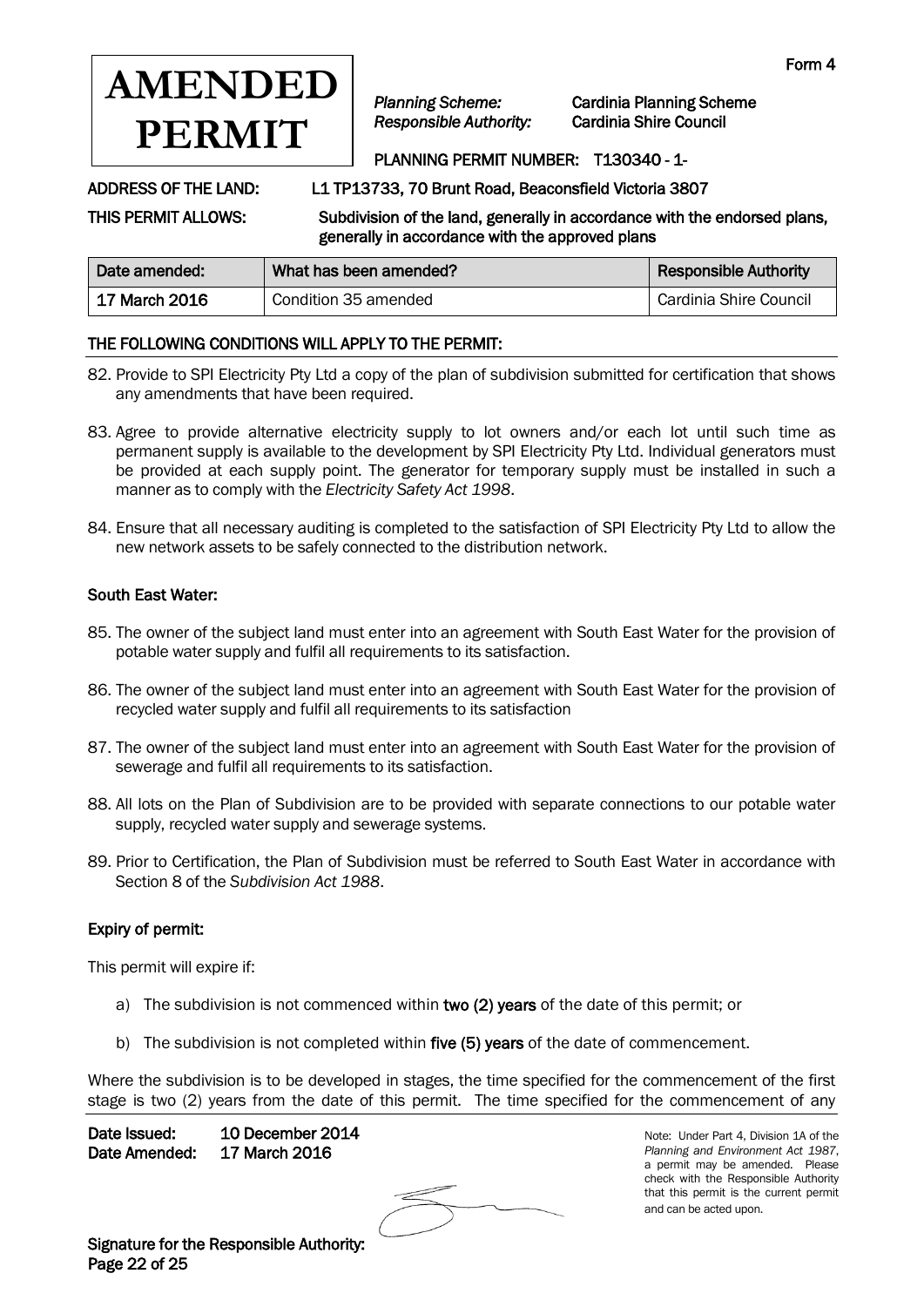# AMENDED PERMIT

Form 4

*Planning Scheme:* Cardinia Planning Scheme
*Responsible Authority:* Cardinia Shire Council

PLANNING PERMIT NUMBER: T130340 - 1-

ADDRESS OF THE LAND: L1 TP13733, 70 Brunt Road, Beaconsfield Victoria 3807

THIS PERMIT ALLOWS: Subdivision of the land, generally in accordance with the endorsed plans, generally in accordance with the approved plans

| Date amended: | What has been amended? | Responsible Authority |
|---|---|---|
| 17 March 2016 | Condition 35 amended | Cardinia Shire Council |

## THE FOLLOWING CONDITIONS WILL APPLY TO THE PERMIT:

82. Provide to SPI Electricity Pty Ltd a copy of the plan of subdivision submitted for certification that shows any amendments that have been required.

83. Agree to provide alternative electricity supply to lot owners and/or each lot until such time as permanent supply is available to the development by SPI Electricity Pty Ltd. Individual generators must be provided at each supply point. The generator for temporary supply must be installed in such a manner as to comply with the *Electricity Safety Act 1998*.

84. Ensure that all necessary auditing is completed to the satisfaction of SPI Electricity Pty Ltd to allow the new network assets to be safely connected to the distribution network.

### South East Water:

85. The owner of the subject land must enter into an agreement with South East Water for the provision of potable water supply and fulfil all requirements to its satisfaction.

86. The owner of the subject land must enter into an agreement with South East Water for the provision of recycled water supply and fulfil all requirements to its satisfaction

87. The owner of the subject land must enter into an agreement with South East Water for the provision of sewerage and fulfil all requirements to its satisfaction.

88. All lots on the Plan of Subdivision are to be provided with separate connections to our potable water supply, recycled water supply and sewerage systems.

89. Prior to Certification, the Plan of Subdivision must be referred to South East Water in accordance with Section 8 of the *Subdivision Act 1988*.

### Expiry of permit:

This permit will expire if:

a) The subdivision is not commenced within **two (2) years** of the date of this permit; or

b) The subdivision is not completed within **five (5) years** of the date of commencement.

Where the subdivision is to be developed in stages, the time specified for the commencement of the first stage is two (2) years from the date of this permit. The time specified for the commencement of any

Date Issued: 10 December 2014
Date Amended: 17 March 2016

Note: Under Part 4, Division 1A of the *Planning and Environment Act 1987*, a permit may be amended. Please check with the Responsible Authority that this permit is the current permit and can be acted upon.

Signature for the Responsible Authority: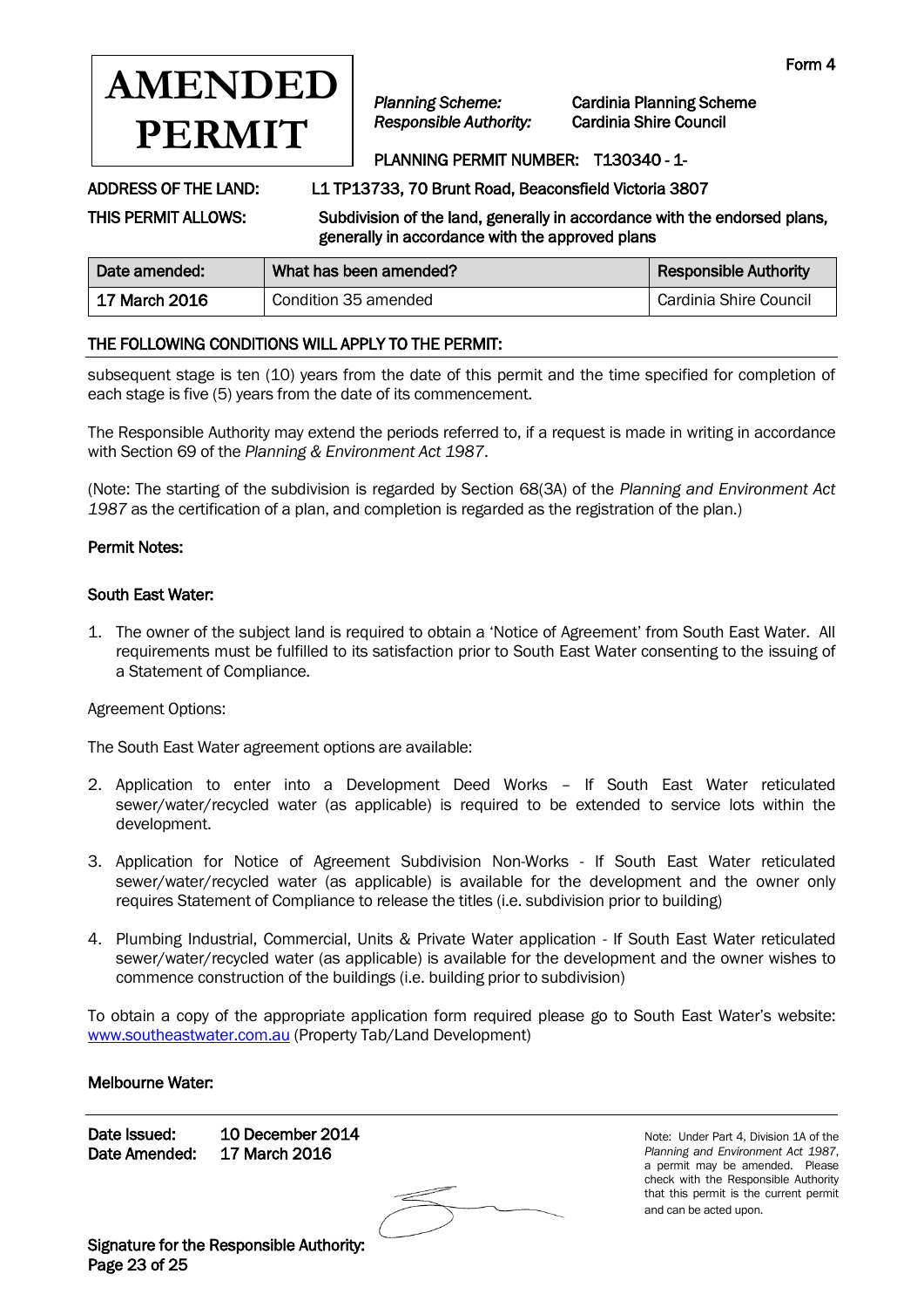# AMENDED PERMIT

Form 4

*Planning Scheme:* Cardinia Planning Scheme
*Responsible Authority:* Cardinia Shire Council

PLANNING PERMIT NUMBER: T130340 - 1-

ADDRESS OF THE LAND: L1 TP13733, 70 Brunt Road, Beaconsfield Victoria 3807

THIS PERMIT ALLOWS: Subdivision of the land, generally in accordance with the endorsed plans, generally in accordance with the approved plans

| Date amended: | What has been amended? | Responsible Authority |
|---|---|---|
| 17 March 2016 | Condition 35 amended | Cardinia Shire Council |

## THE FOLLOWING CONDITIONS WILL APPLY TO THE PERMIT:

subsequent stage is ten (10) years from the date of this permit and the time specified for completion of each stage is five (5) years from the date of its commencement.

The Responsible Authority may extend the periods referred to, if a request is made in writing in accordance with Section 69 of the *Planning & Environment Act 1987*.

(Note: The starting of the subdivision is regarded by Section 68(3A) of the *Planning and Environment Act 1987* as the certification of a plan, and completion is regarded as the registration of the plan.)

**Permit Notes:**

**South East Water:**

1. The owner of the subject land is required to obtain a 'Notice of Agreement' from South East Water. All requirements must be fulfilled to its satisfaction prior to South East Water consenting to the issuing of a Statement of Compliance.

Agreement Options:

The South East Water agreement options are available:

2. Application to enter into a Development Deed Works – If South East Water reticulated sewer/water/recycled water (as applicable) is required to be extended to service lots within the development.

3. Application for Notice of Agreement Subdivision Non-Works - If South East Water reticulated sewer/water/recycled water (as applicable) is available for the development and the owner only requires Statement of Compliance to release the titles (i.e. subdivision prior to building)

4. Plumbing Industrial, Commercial, Units & Private Water application - If South East Water reticulated sewer/water/recycled water (as applicable) is available for the development and the owner wishes to commence construction of the buildings (i.e. building prior to subdivision)

To obtain a copy of the appropriate application form required please go to South East Water's website: www.southeastwater.com.au (Property Tab/Land Development)

**Melbourne Water:**

Date Issued: 10 December 2014
Date Amended: 17 March 2016

Signature for the Responsible Authority:

Note: Under Part 4, Division 1A of the *Planning and Environment Act 1987*, a permit may be amended. Please check with the Responsible Authority that this permit is the current permit and can be acted upon.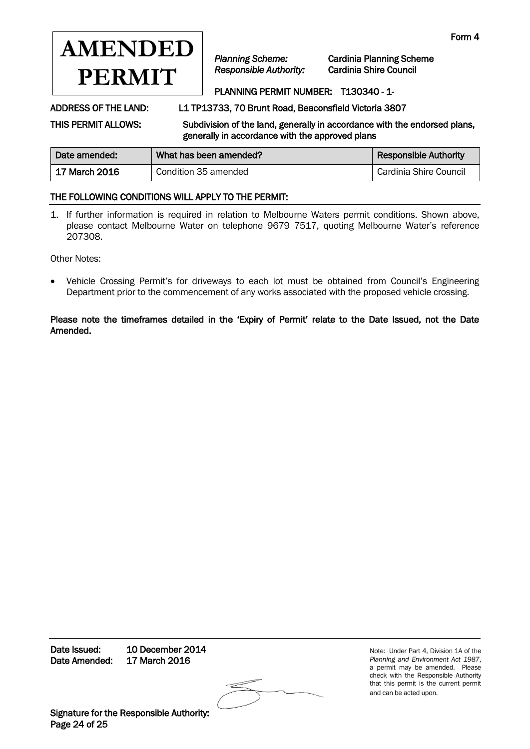Form 4

# AMENDED PERMIT

*Planning Scheme:* Cardinia Planning Scheme
*Responsible Authority:* Cardinia Shire Council

PLANNING PERMIT NUMBER: T130340 - 1-

ADDRESS OF THE LAND: L1 TP13733, 70 Brunt Road, Beaconsfield Victoria 3807

THIS PERMIT ALLOWS: Subdivision of the land, generally in accordance with the endorsed plans, generally in accordance with the approved plans

| Date amended: | What has been amended? | Responsible Authority |
|---|---|---|
| 17 March 2016 | Condition 35 amended | Cardinia Shire Council |

## THE FOLLOWING CONDITIONS WILL APPLY TO THE PERMIT:

1. If further information is required in relation to Melbourne Waters permit conditions. Shown above, please contact Melbourne Water on telephone 9679 7517, quoting Melbourne Water's reference 207308.

Other Notes:

- Vehicle Crossing Permit's for driveways to each lot must be obtained from Council's Engineering Department prior to the commencement of any works associated with the proposed vehicle crossing.

**Please note the timeframes detailed in the 'Expiry of Permit' relate to the Date Issued, not the Date Amended.**

**Date Issued:** 10 December 2014
**Date Amended:** 17 March 2016

Note: Under Part 4, Division 1A of the *Planning and Environment Act 1987*, a permit may be amended. Please check with the Responsible Authority that this permit is the current permit and can be acted upon.

**Signature for the Responsible Authority:**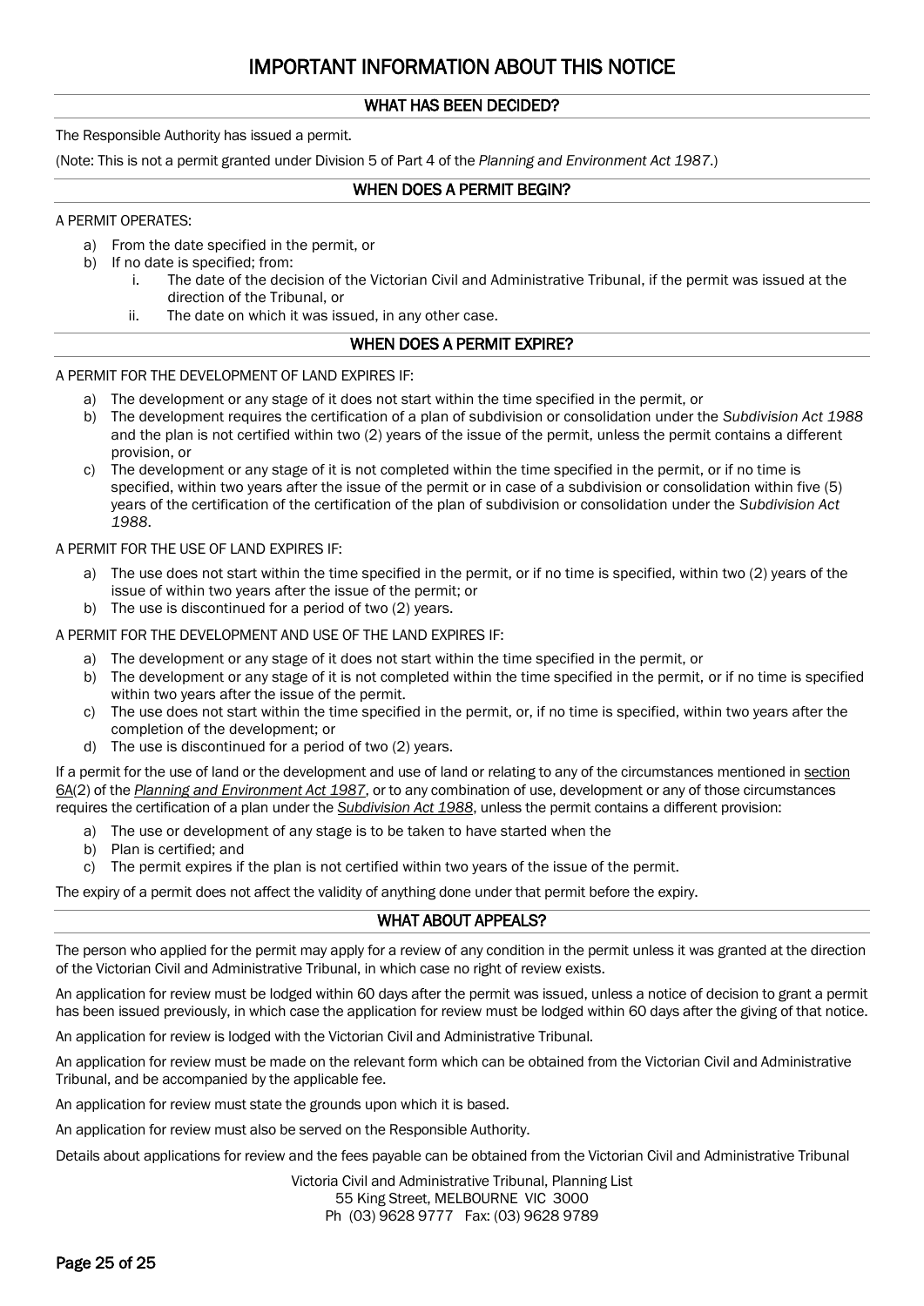# IMPORTANT INFORMATION ABOUT THIS NOTICE

## WHAT HAS BEEN DECIDED?

The Responsible Authority has issued a permit.

(Note: This is not a permit granted under Division 5 of Part 4 of the *Planning and Environment Act 1987*.)

## WHEN DOES A PERMIT BEGIN?

A PERMIT OPERATES:

a) From the date specified in the permit, or
b) If no date is specified; from:
   i. The date of the decision of the Victorian Civil and Administrative Tribunal, if the permit was issued at the direction of the Tribunal, or
   ii. The date on which it was issued, in any other case.

## WHEN DOES A PERMIT EXPIRE?

A PERMIT FOR THE DEVELOPMENT OF LAND EXPIRES IF:

a) The development or any stage of it does not start within the time specified in the permit, or
b) The development requires the certification of a plan of subdivision or consolidation under the *Subdivision Act 1988* and the plan is not certified within two (2) years of the issue of the permit, unless the permit contains a different provision, or
c) The development or any stage of it is not completed within the time specified in the permit, or if no time is specified, within two years after the issue of the permit or in case of a subdivision or consolidation within five (5) years of the certification of the certification of the plan of subdivision or consolidation under the *Subdivision Act 1988*.

A PERMIT FOR THE USE OF LAND EXPIRES IF:

a) The use does not start within the time specified in the permit, or if no time is specified, within two (2) years of the issue of within two years after the issue of the permit; or
b) The use is discontinued for a period of two (2) years.

A PERMIT FOR THE DEVELOPMENT AND USE OF THE LAND EXPIRES IF:

a) The development or any stage of it does not start within the time specified in the permit, or
b) The development or any stage of it is not completed within the time specified in the permit, or if no time is specified within two years after the issue of the permit.
c) The use does not start within the time specified in the permit, or, if no time is specified, within two years after the completion of the development; or
d) The use is discontinued for a period of two (2) years.

If a permit for the use of land or the development and use of land or relating to any of the circumstances mentioned in section 6A(2) of the *Planning and Environment Act 1987*, or to any combination of use, development or any of those circumstances requires the certification of a plan under the *Subdivision Act 1988*, unless the permit contains a different provision:

a) The use or development of any stage is to be taken to have started when the
b) Plan is certified; and
c) The permit expires if the plan is not certified within two years of the issue of the permit.

The expiry of a permit does not affect the validity of anything done under that permit before the expiry.

## WHAT ABOUT APPEALS?

The person who applied for the permit may apply for a review of any condition in the permit unless it was granted at the direction of the Victorian Civil and Administrative Tribunal, in which case no right of review exists.

An application for review must be lodged within 60 days after the permit was issued, unless a notice of decision to grant a permit has been issued previously, in which case the application for review must be lodged within 60 days after the giving of that notice.

An application for review is lodged with the Victorian Civil and Administrative Tribunal.

An application for review must be made on the relevant form which can be obtained from the Victorian Civil and Administrative Tribunal, and be accompanied by the applicable fee.

An application for review must state the grounds upon which it is based.

An application for review must also be served on the Responsible Authority.

Details about applications for review and the fees payable can be obtained from the Victorian Civil and Administrative Tribunal

Victoria Civil and Administrative Tribunal, Planning List
55 King Street, MELBOURNE VIC 3000
Ph (03) 9628 9777 Fax: (03) 9628 9789